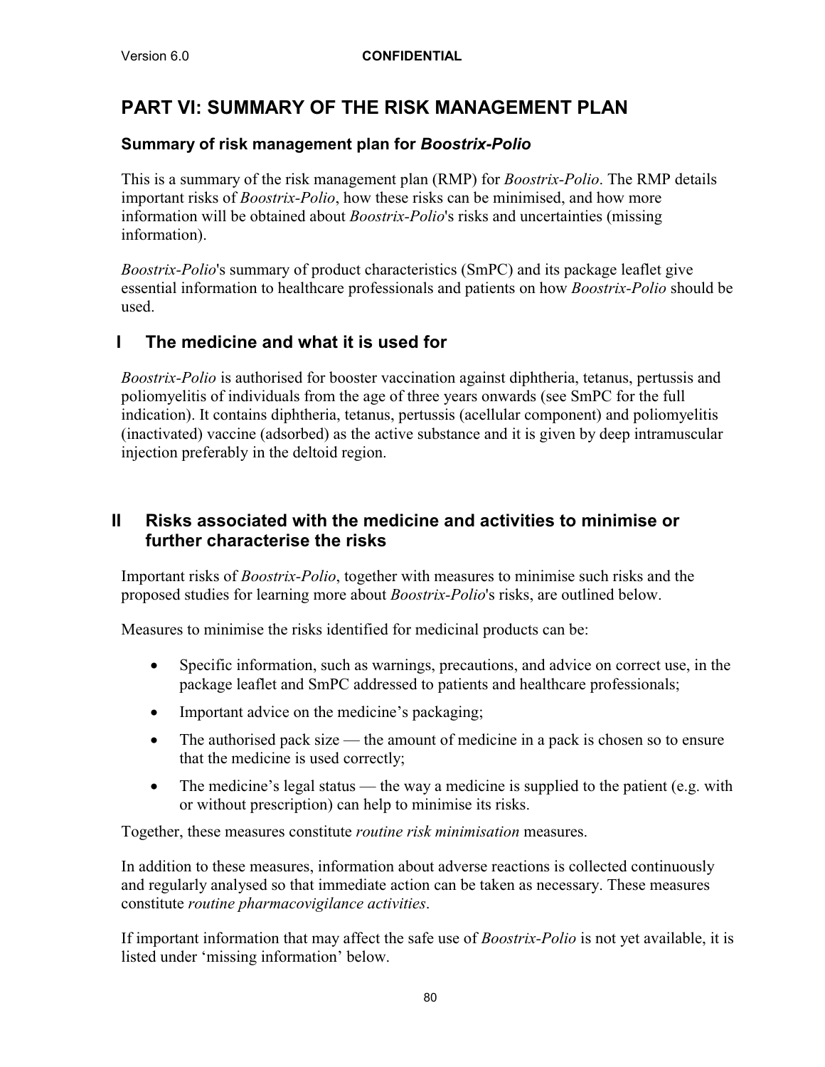# PART VI: SUMMARY OF THE RISK MANAGEMENT PLAN

### Summary of risk management plan for *Boostrix-Polio*

This is a summary of the risk management plan (RMP) for *Boostrix-Polio*. The RMP details important risks of *Boostrix-Polio*, how these risks can be minimised, and how more information will be obtained about *Boostrix-Polio*'s risks and uncertainties (missing information).

*Boostrix-Polio*'s summary of product characteristics (SmPC) and its package leaflet give essential information to healthcare professionals and patients on how *Boostrix-Polio* should be used.

## I The medicine and what it is used for

*Boostrix-Polio* is authorised for booster vaccination against diphtheria, tetanus, pertussis and poliomyelitis of individuals from the age of three years onwards (see SmPC for the full indication). It contains diphtheria, tetanus, pertussis (acellular component) and poliomyelitis (inactivated) vaccine (adsorbed) as the active substance and it is given by deep intramuscular injection preferably in the deltoid region.

## II Risks associated with the medicine and activities to minimise or further characterise the risks

Important risks of *Boostrix-Polio*, together with measures to minimise such risks and the proposed studies for learning more about *Boostrix-Polio*'s risks, are outlined below.

Measures to minimise the risks identified for medicinal products can be:

- Specific information, such as warnings, precautions, and advice on correct use, in the package leaflet and SmPC addressed to patients and healthcare professionals;
- Important advice on the medicine's packaging;
- The authorised pack size — the amount of medicine in a pack is chosen so to ensure that the medicine is used correctly;
- The medicine's legal status — the way a medicine is supplied to the patient (e.g. with or without prescription) can help to minimise its risks.

Together, these measures constitute *routine risk minimisation* measures.

In addition to these measures, information about adverse reactions is collected continuously and regularly analysed so that immediate action can be taken as necessary. These measures constitute *routine pharmacovigilance activities*.

If important information that may affect the safe use of *Boostrix-Polio* is not yet available, it is listed under 'missing information' below.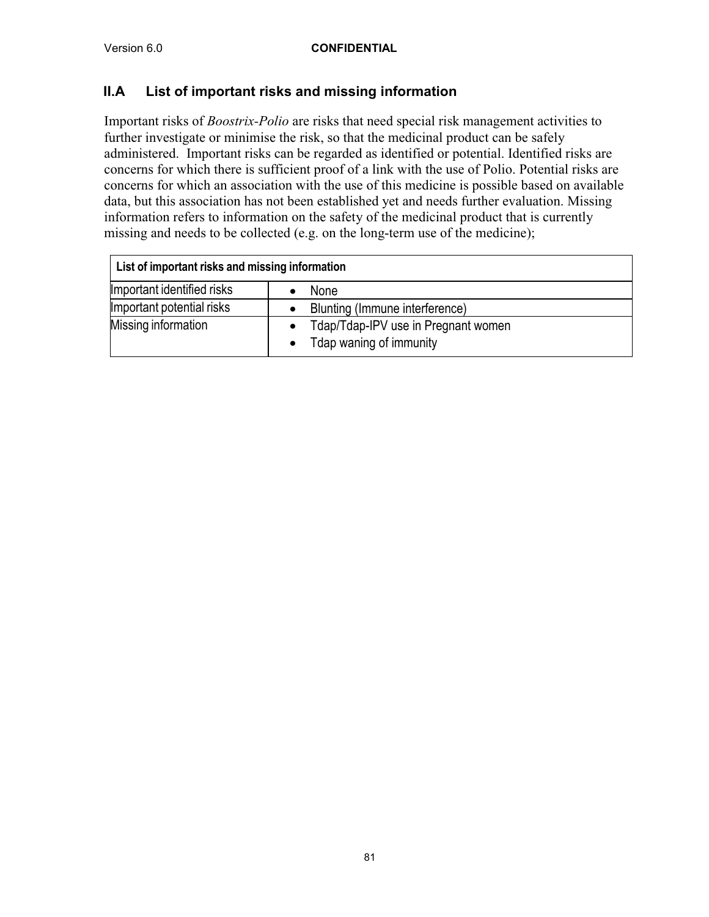## II.A List of important risks and missing information

Important risks of *Boostrix-Polio* are risks that need special risk management activities to further investigate or minimise the risk, so that the medicinal product can be safely administered. Important risks can be regarded as identified or potential. Identified risks are concerns for which there is sufficient proof of a link with the use of Polio. Potential risks are concerns for which an association with the use of this medicine is possible based on available data, but this association has not been established yet and needs further evaluation. Missing information refers to information on the safety of the medicinal product that is currently missing and needs to be collected (e.g. on the long-term use of the medicine);

| List of important risks and missing information | |
|---|---|
| Important identified risks | • None |
| Important potential risks | • Blunting (Immune interference) |
| Missing information | • Tdap/Tdap-IPV use in Pregnant women<br>• Tdap waning of immunity |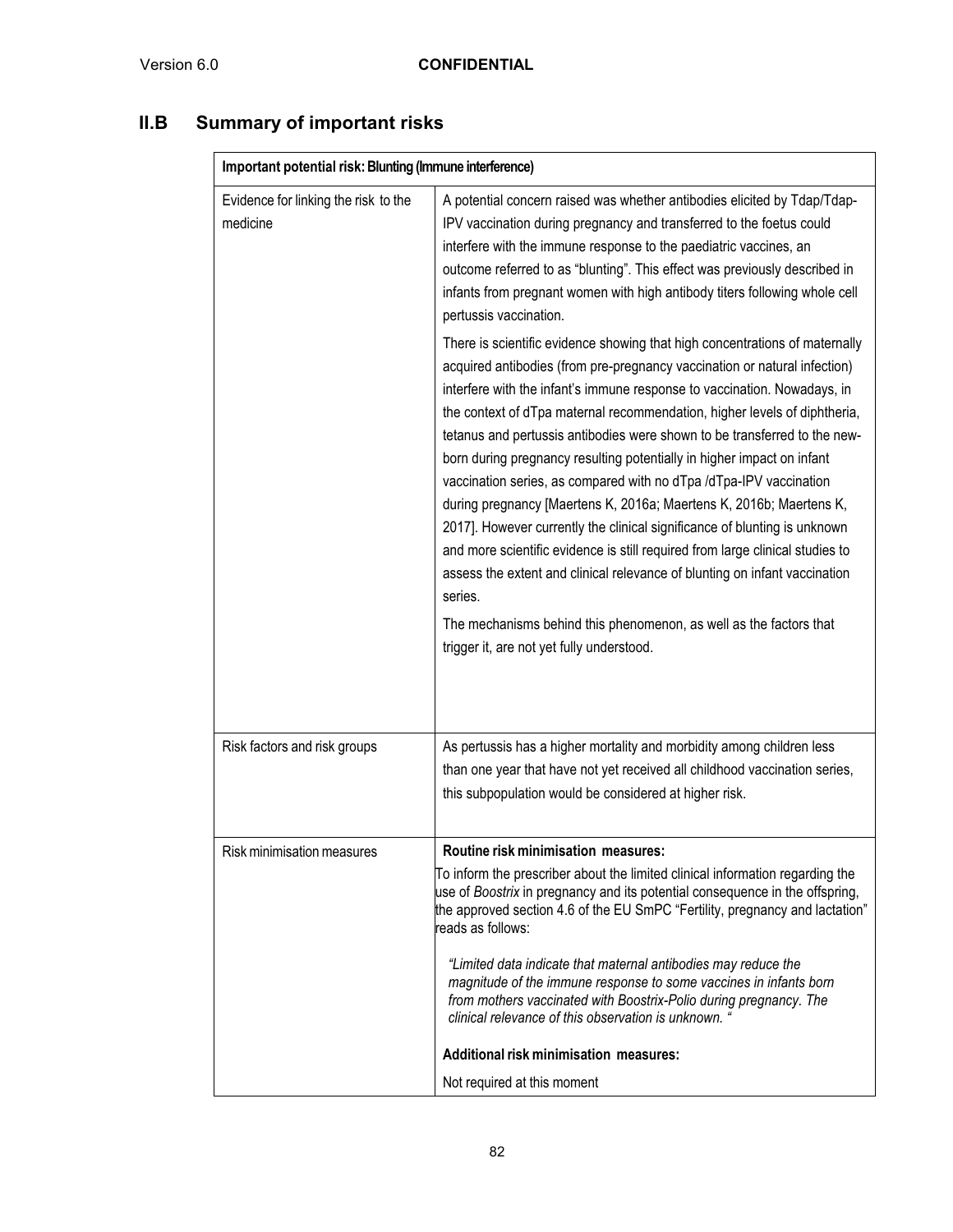## II.B Summary of important risks

| Important potential risk: Blunting (Immune interference) | |
|---|---|
| Evidence for linking the risk to the medicine | A potential concern raised was whether antibodies elicited by Tdap/Tdap-IPV vaccination during pregnancy and transferred to the foetus could interfere with the immune response to the paediatric vaccines, an outcome referred to as "blunting". This effect was previously described in infants from pregnant women with high antibody titers following whole cell pertussis vaccination.<br><br>There is scientific evidence showing that high concentrations of maternally acquired antibodies (from pre-pregnancy vaccination or natural infection) interfere with the infant's immune response to vaccination. Nowadays, in the context of dTpa maternal recommendation, higher levels of diphtheria, tetanus and pertussis antibodies were shown to be transferred to the new-born during pregnancy resulting potentially in higher impact on infant vaccination series, as compared with no dTpa /dTpa-IPV vaccination during pregnancy [Maertens K, 2016a; Maertens K, 2016b; Maertens K, 2017]. However currently the clinical significance of blunting is unknown and more scientific evidence is still required from large clinical studies to assess the extent and clinical relevance of blunting on infant vaccination series.<br><br>The mechanisms behind this phenomenon, as well as the factors that trigger it, are not yet fully understood. |
| Risk factors and risk groups | As pertussis has a higher mortality and morbidity among children less than one year that have not yet received all childhood vaccination series, this subpopulation would be considered at higher risk. |
| Risk minimisation measures | **Routine risk minimisation measures:**<br>To inform the prescriber about the limited clinical information regarding the use of *Boostrix* in pregnancy and its potential consequence in the offspring, the approved section 4.6 of the EU SmPC "Fertility, pregnancy and lactation" reads as follows:<br><br>*"Limited data indicate that maternal antibodies may reduce the magnitude of the immune response to some vaccines in infants born from mothers vaccinated with Boostrix-Polio during pregnancy. The clinical relevance of this observation is unknown. "*<br><br>**Additional risk minimisation measures:**<br>Not required at this moment |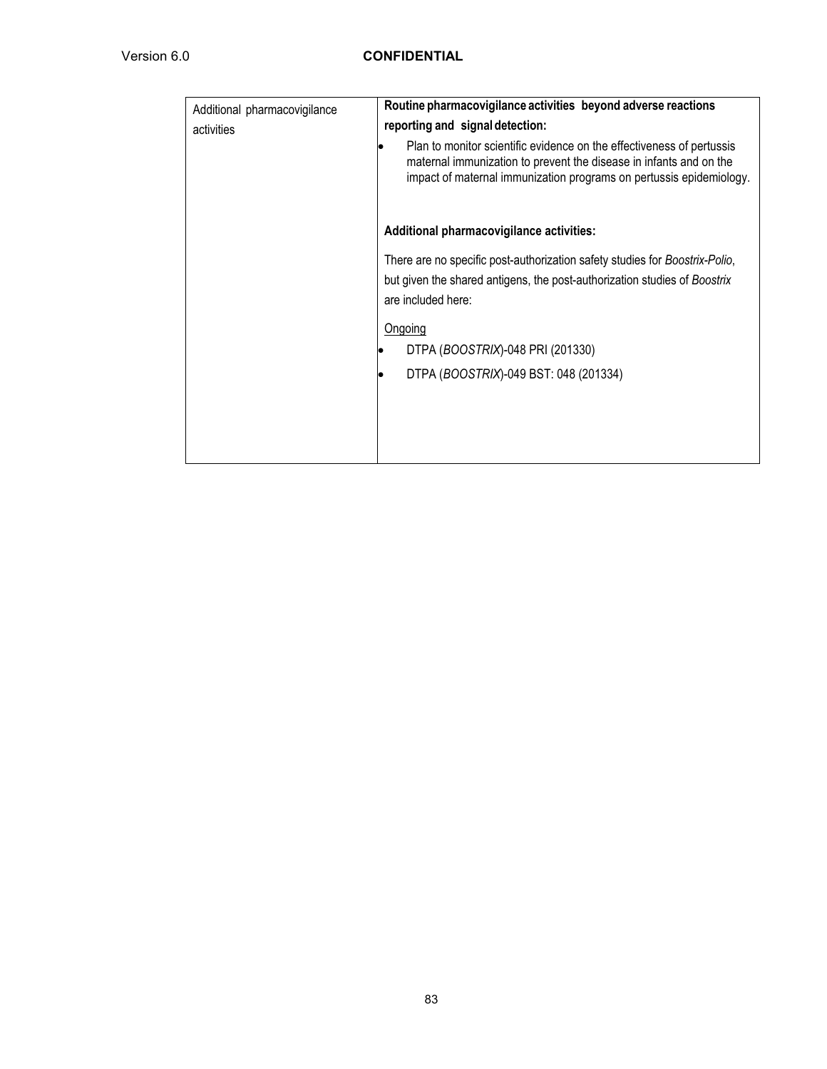| Additional pharmacovigilance activities | **Routine pharmacovigilance activities beyond adverse reactions reporting and signal detection:**<br>• Plan to monitor scientific evidence on the effectiveness of pertussis maternal immunization to prevent the disease in infants and on the impact of maternal immunization programs on pertussis epidemiology.<br><br>**Additional pharmacovigilance activities:**<br>There are no specific post-authorization safety studies for *Boostrix-Polio*, but given the shared antigens, the post-authorization studies of *Boostrix* are included here:<br><u>Ongoing</u><br>• DTPA (*BOOSTRIX*)-048 PRI (201330)<br>• DTPA (*BOOSTRIX*)-049 BST: 048 (201334) |
|---|---|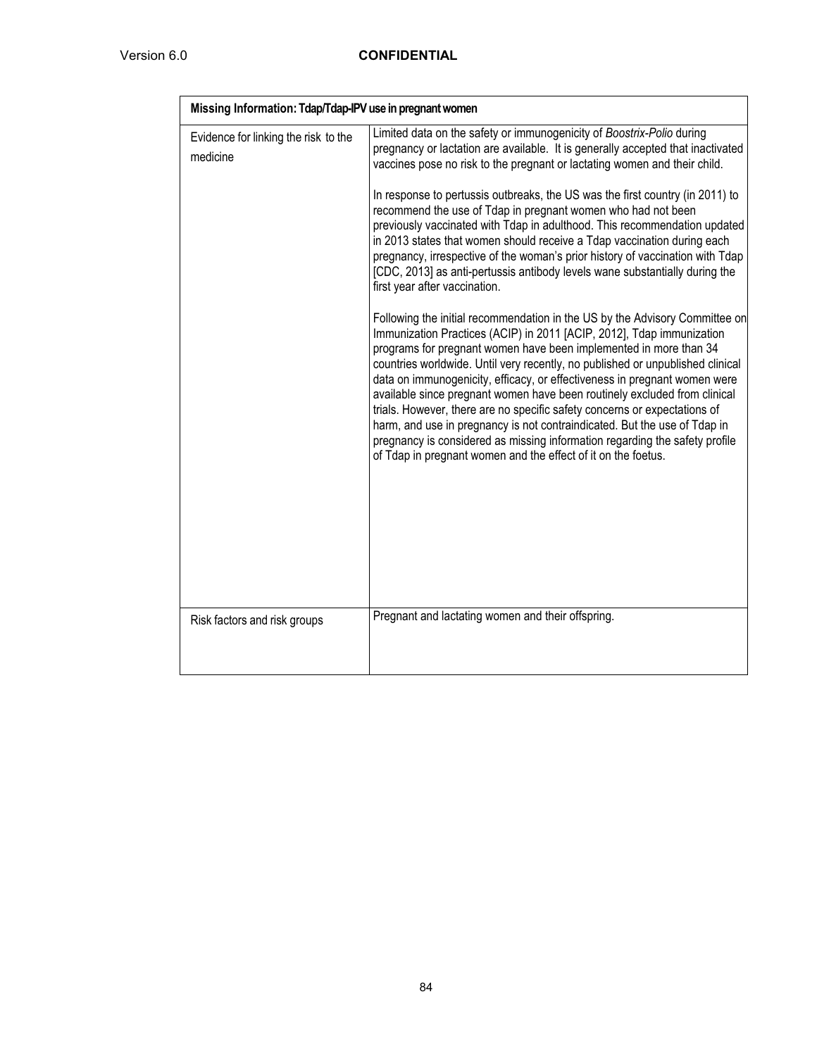| Missing Information: Tdap/Tdap-IPV use in pregnant women | |
|---|---|
| Evidence for linking the risk to the medicine | Limited data on the safety or immunogenicity of *Boostrix-Polio* during pregnancy or lactation are available. It is generally accepted that inactivated vaccines pose no risk to the pregnant or lactating women and their child.<br><br>In response to pertussis outbreaks, the US was the first country (in 2011) to recommend the use of Tdap in pregnant women who had not been previously vaccinated with Tdap in adulthood. This recommendation updated in 2013 states that women should receive a Tdap vaccination during each pregnancy, irrespective of the woman's prior history of vaccination with Tdap [CDC, 2013] as anti-pertussis antibody levels wane substantially during the first year after vaccination.<br><br>Following the initial recommendation in the US by the Advisory Committee on Immunization Practices (ACIP) in 2011 [ACIP, 2012], Tdap immunization programs for pregnant women have been implemented in more than 34 countries worldwide. Until very recently, no published or unpublished clinical data on immunogenicity, efficacy, or effectiveness in pregnant women were available since pregnant women have been routinely excluded from clinical trials. However, there are no specific safety concerns or expectations of harm, and use in pregnancy is not contraindicated. But the use of Tdap in pregnancy is considered as missing information regarding the safety profile of Tdap in pregnant women and the effect of it on the foetus. |
| Risk factors and risk groups | Pregnant and lactating women and their offspring. |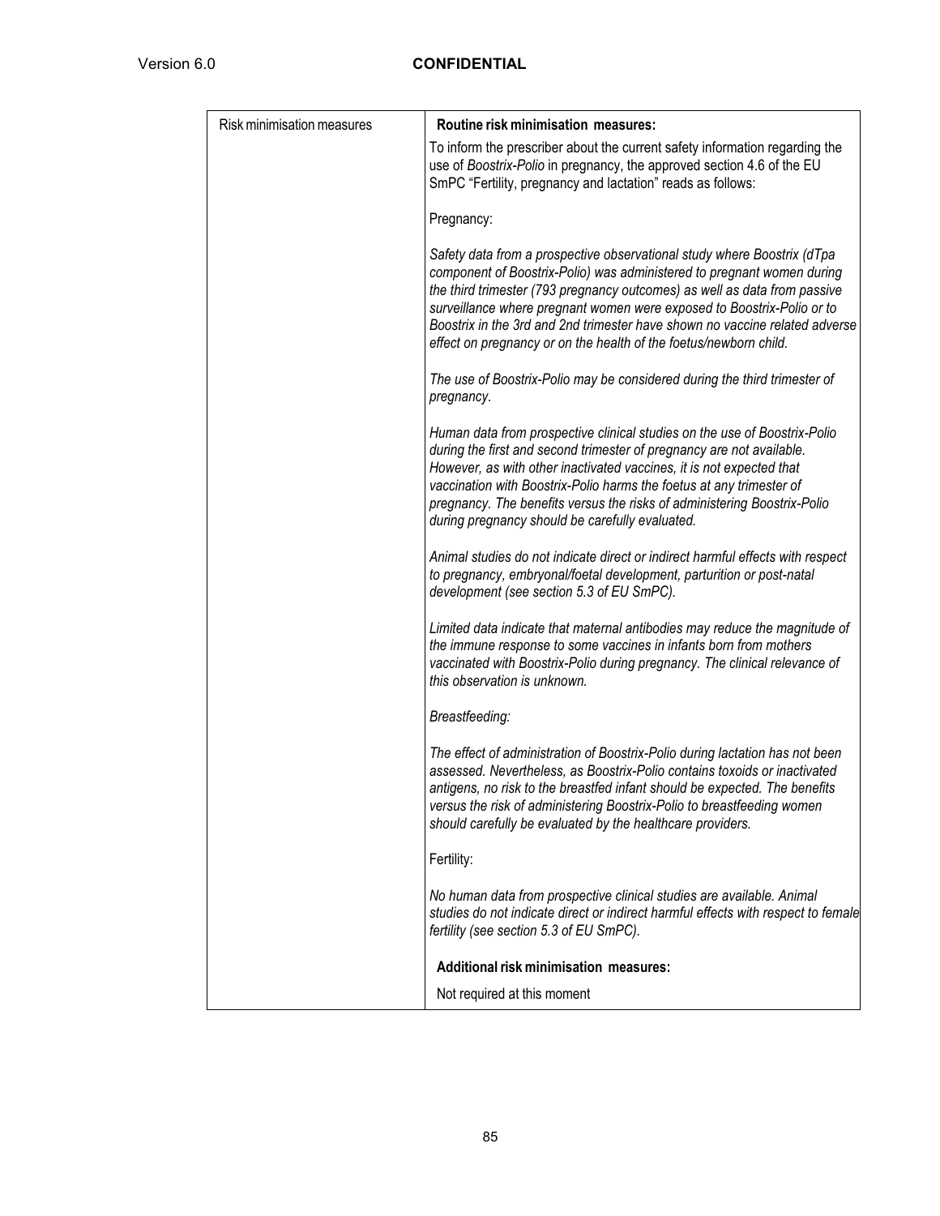| Risk minimisation measures | **Routine risk minimisation measures:**<br><br>To inform the prescriber about the current safety information regarding the use of *Boostrix-Polio* in pregnancy, the approved section 4.6 of the EU SmPC "Fertility, pregnancy and lactation" reads as follows:<br><br>Pregnancy:<br><br>*Safety data from a prospective observational study where Boostrix (dTpa component of Boostrix-Polio) was administered to pregnant women during the third trimester (793 pregnancy outcomes) as well as data from passive surveillance where pregnant women were exposed to Boostrix-Polio or to Boostrix in the 3rd and 2nd trimester have shown no vaccine related adverse effect on pregnancy or on the health of the foetus/newborn child.*<br><br>*The use of Boostrix-Polio may be considered during the third trimester of pregnancy.*<br><br>*Human data from prospective clinical studies on the use of Boostrix-Polio during the first and second trimester of pregnancy are not available. However, as with other inactivated vaccines, it is not expected that vaccination with Boostrix-Polio harms the foetus at any trimester of pregnancy. The benefits versus the risks of administering Boostrix-Polio during pregnancy should be carefully evaluated.*<br><br>*Animal studies do not indicate direct or indirect harmful effects with respect to pregnancy, embryonal/foetal development, parturition or post-natal development (see section 5.3 of EU SmPC).*<br><br>*Limited data indicate that maternal antibodies may reduce the magnitude of the immune response to some vaccines in infants born from mothers vaccinated with Boostrix-Polio during pregnancy. The clinical relevance of this observation is unknown.*<br><br>*Breastfeeding:*<br><br>*The effect of administration of Boostrix-Polio during lactation has not been assessed. Nevertheless, as Boostrix-Polio contains toxoids or inactivated antigens, no risk to the breastfed infant should be expected. The benefits versus the risk of administering Boostrix-Polio to breastfeeding women should carefully be evaluated by the healthcare providers.*<br><br>Fertility:<br><br>*No human data from prospective clinical studies are available. Animal studies do not indicate direct or indirect harmful effects with respect to female fertility (see section 5.3 of EU SmPC).*<br><br>**Additional risk minimisation measures:**<br><br>Not required at this moment |
|---|---|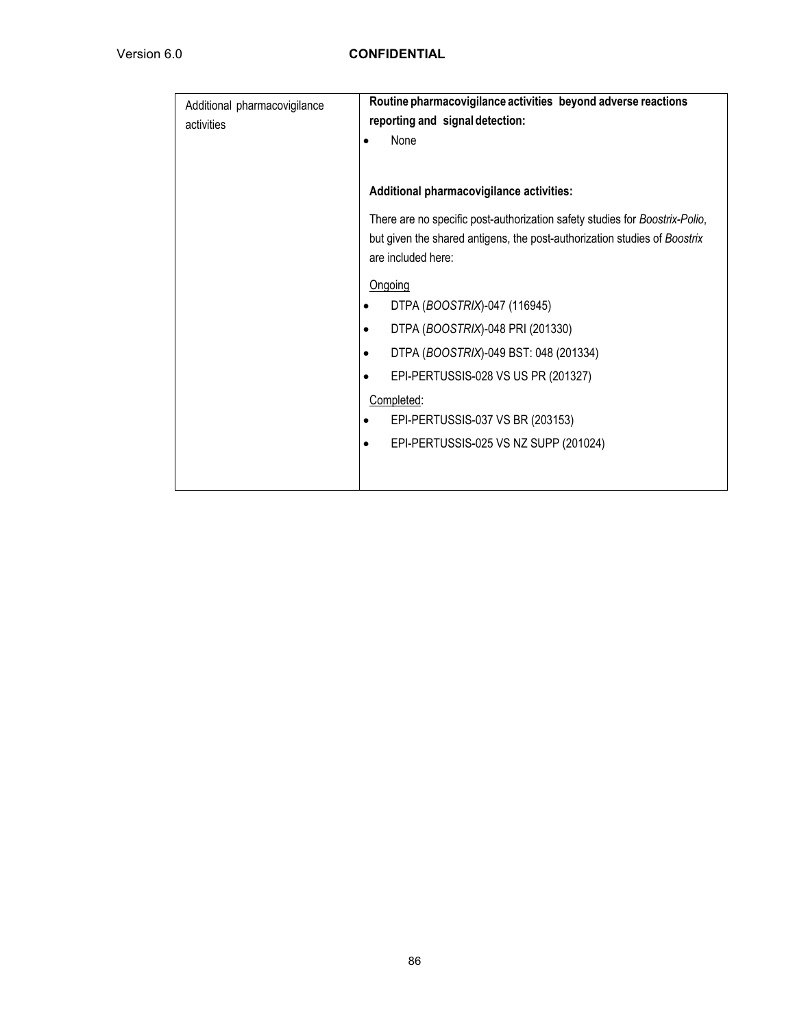| Additional pharmacovigilance activities | **Routine pharmacovigilance activities beyond adverse reactions reporting and signal detection:**<br>• None<br><br>**Additional pharmacovigilance activities:**<br>There are no specific post-authorization safety studies for *Boostrix-Polio*, but given the shared antigens, the post-authorization studies of *Boostrix* are included here:<br>Ongoing<br>• DTPA (*BOOSTRIX*)-047 (116945)<br>• DTPA (*BOOSTRIX*)-048 PRI (201330)<br>• DTPA (*BOOSTRIX*)-049 BST: 048 (201334)<br>• EPI-PERTUSSIS-028 VS US PR (201327)<br>Completed:<br>• EPI-PERTUSSIS-037 VS BR (203153)<br>• EPI-PERTUSSIS-025 VS NZ SUPP (201024) |
|---|---|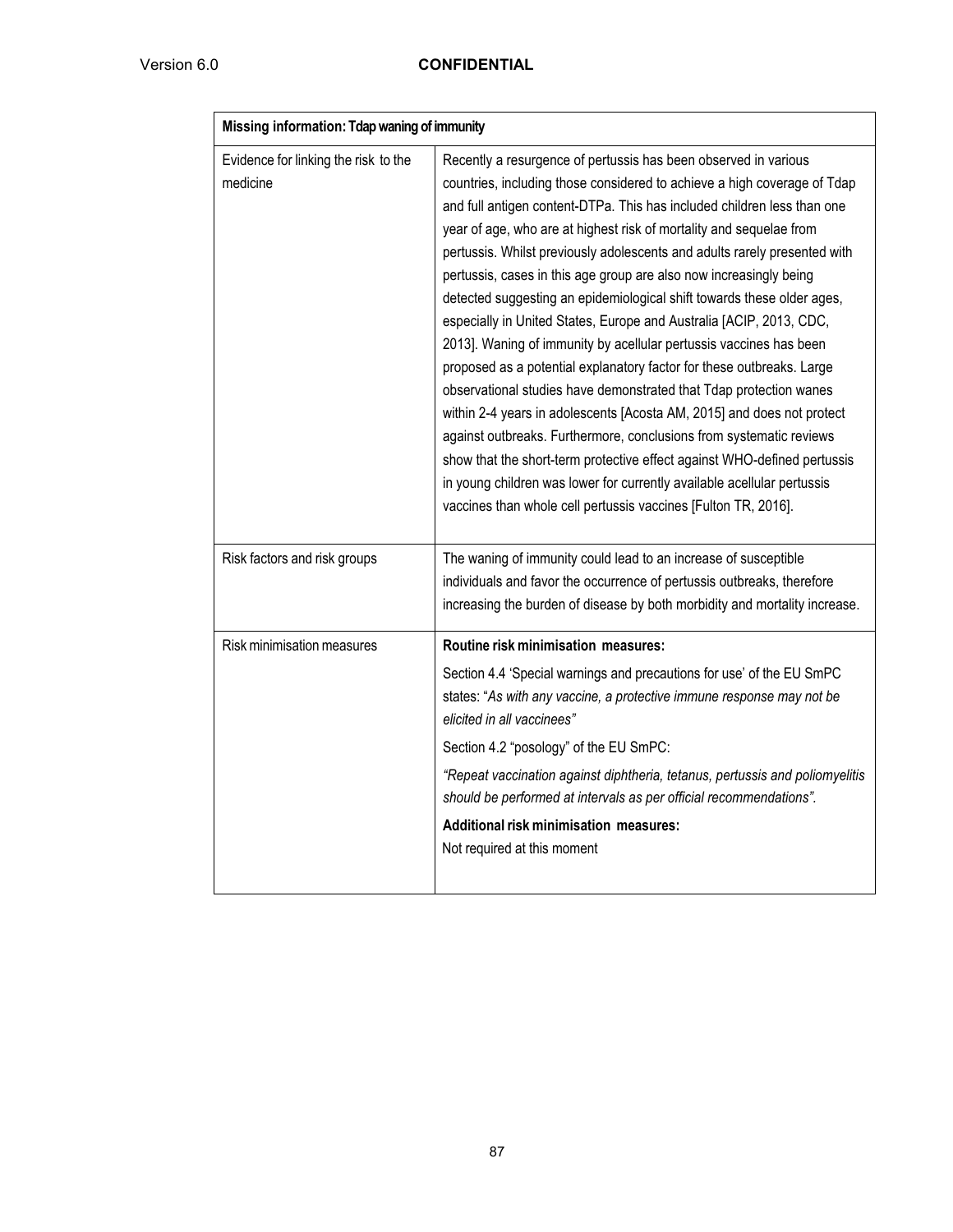| Missing information: Tdap waning of immunity | |
|---|---|
| Evidence for linking the risk to the medicine | Recently a resurgence of pertussis has been observed in various countries, including those considered to achieve a high coverage of Tdap and full antigen content-DTPa. This has included children less than one year of age, who are at highest risk of mortality and sequelae from pertussis. Whilst previously adolescents and adults rarely presented with pertussis, cases in this age group are also now increasingly being detected suggesting an epidemiological shift towards these older ages, especially in United States, Europe and Australia [ACIP, 2013, CDC, 2013]. Waning of immunity by acellular pertussis vaccines has been proposed as a potential explanatory factor for these outbreaks. Large observational studies have demonstrated that Tdap protection wanes within 2-4 years in adolescents [Acosta AM, 2015] and does not protect against outbreaks. Furthermore, conclusions from systematic reviews show that the short-term protective effect against WHO-defined pertussis in young children was lower for currently available acellular pertussis vaccines than whole cell pertussis vaccines [Fulton TR, 2016]. |
| Risk factors and risk groups | The waning of immunity could lead to an increase of susceptible individuals and favor the occurrence of pertussis outbreaks, therefore increasing the burden of disease by both morbidity and mortality increase. |
| Risk minimisation measures | **Routine risk minimisation measures:**<br>Section 4.4 'Special warnings and precautions for use' of the EU SmPC states: "*As with any vaccine, a protective immune response may not be elicited in all vaccinees"*<br>Section 4.2 "posology" of the EU SmPC:<br>*"Repeat vaccination against diphtheria, tetanus, pertussis and poliomyelitis should be performed at intervals as per official recommendations".*<br>**Additional risk minimisation measures:**<br>Not required at this moment |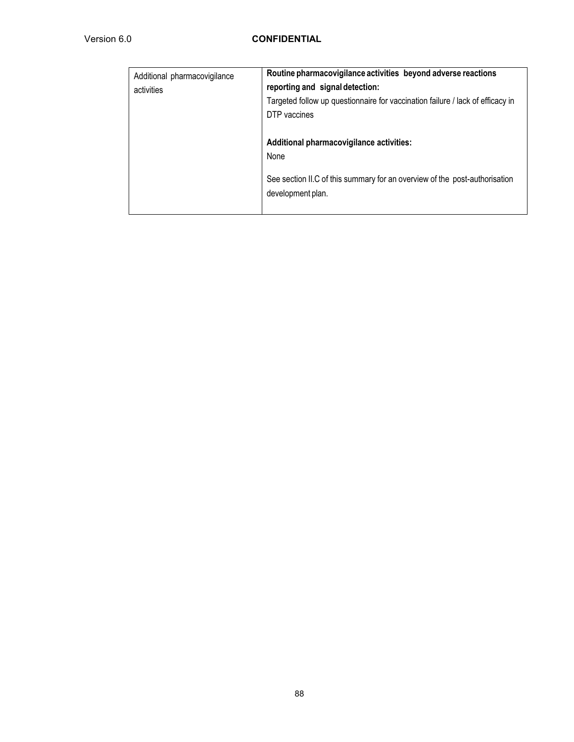| Additional pharmacovigilance activities | **Routine pharmacovigilance activities beyond adverse reactions reporting and signal detection:**<br>Targeted follow up questionnaire for vaccination failure / lack of efficacy in DTP vaccines<br><br>**Additional pharmacovigilance activities:**<br>None<br><br>See section II.C of this summary for an overview of the post-authorisation development plan. |
|---|---|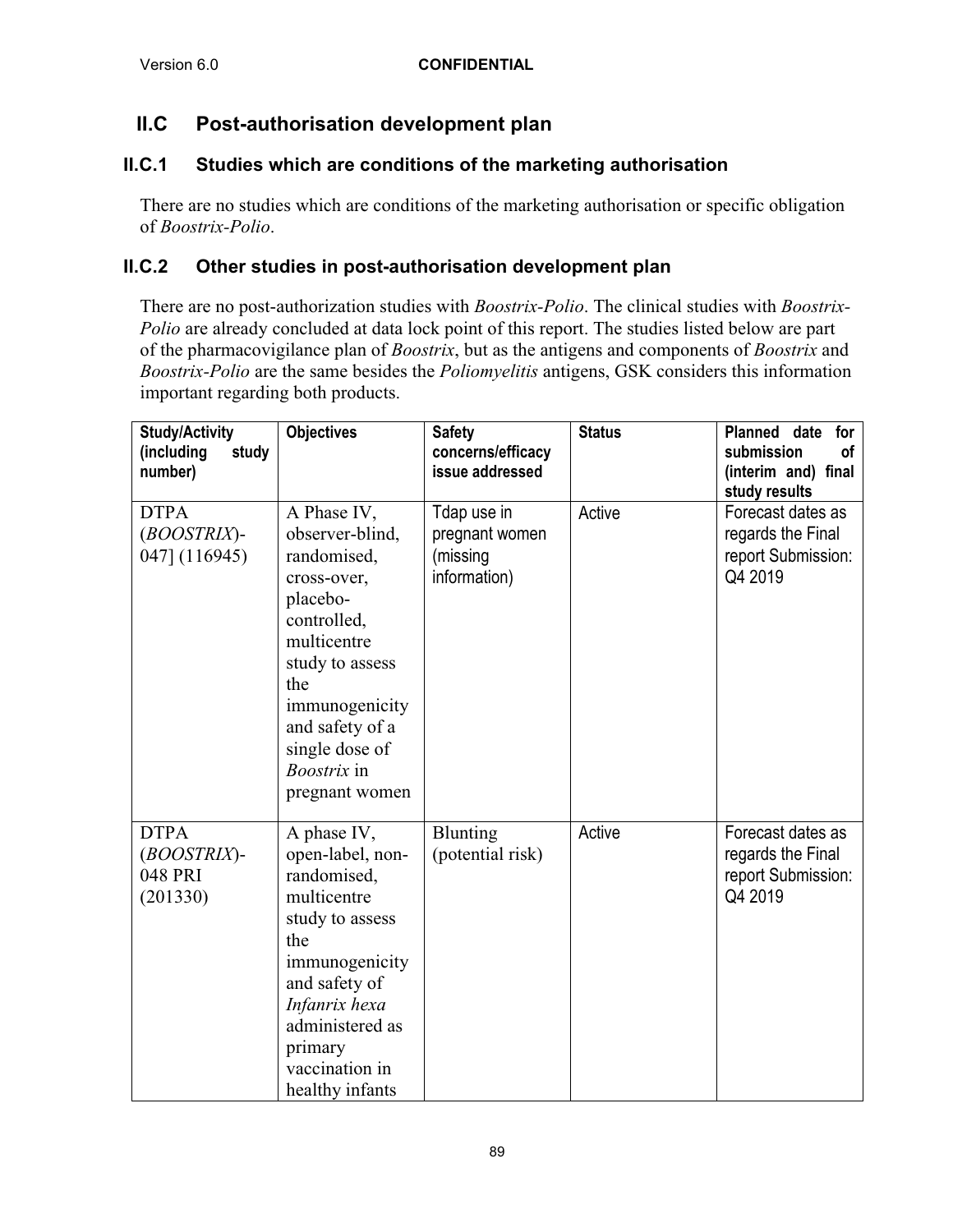## II.C Post-authorisation development plan

### II.C.1 Studies which are conditions of the marketing authorisation

There are no studies which are conditions of the marketing authorisation or specific obligation of *Boostrix-Polio*.

### II.C.2 Other studies in post-authorisation development plan

There are no post-authorization studies with *Boostrix-Polio*. The clinical studies with *Boostrix-Polio* are already concluded at data lock point of this report. The studies listed below are part of the pharmacovigilance plan of *Boostrix*, but as the antigens and components of *Boostrix* and *Boostrix-Polio* are the same besides the *Poliomyelitis* antigens, GSK considers this information important regarding both products.

| Study/Activity (including study number) | Objectives | Safety concerns/efficacy issue addressed | Status | Planned date for submission of (interim and) final study results |
|---|---|---|---|---|
| DTPA (*BOOSTRIX*)-047] (116945) | A Phase IV, observer-blind, randomised, cross-over, placebo-controlled, multicentre study to assess the immunogenicity and safety of a single dose of *Boostrix* in pregnant women | Tdap use in pregnant women (missing information) | Active | Forecast dates as regards the Final report Submission: Q4 2019 |
| DTPA (*BOOSTRIX*)-048 PRI (201330) | A phase IV, open-label, non-randomised, multicentre study to assess the immunogenicity and safety of *Infanrix hexa* administered as primary vaccination in healthy infants | Blunting (potential risk) | Active | Forecast dates as regards the Final report Submission: Q4 2019 |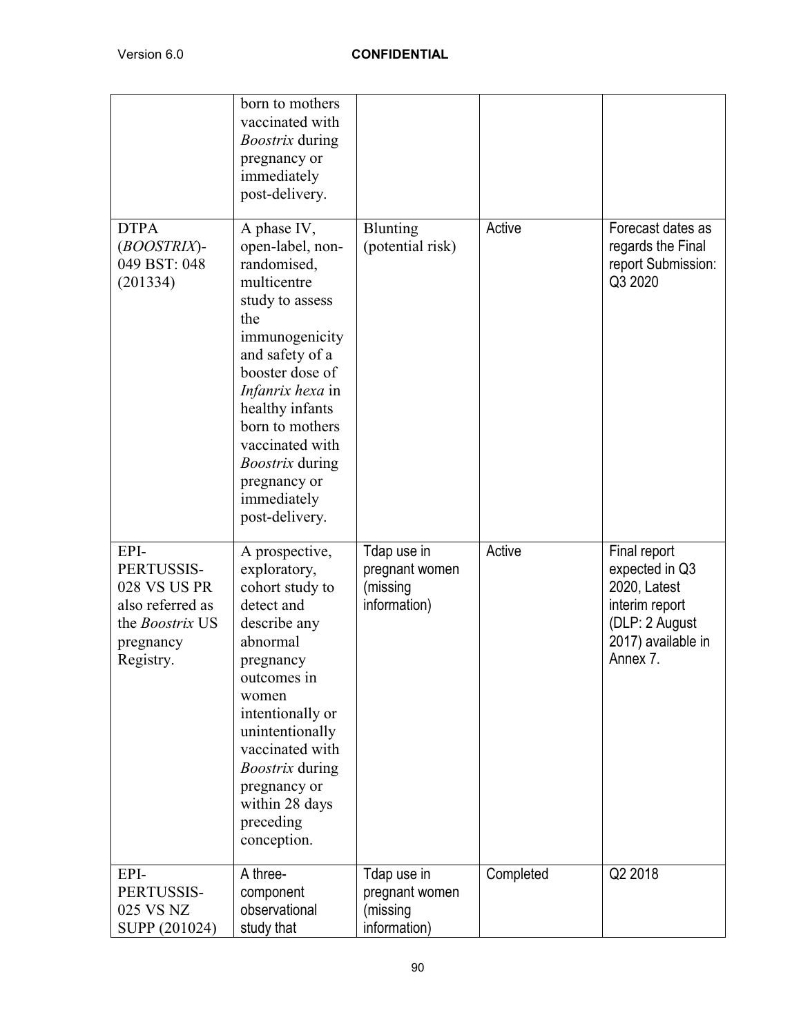| | | | | |
|---|---|---|---|---|
| | born to mothers vaccinated with *Boostrix* during pregnancy or immediately post-delivery. | | | |
| DTPA (*BOOSTRIX*)-049 BST: 048 (201334) | A phase IV, open-label, non-randomised, multicentre study to assess the immunogenicity and safety of a booster dose of *Infanrix hexa* in healthy infants born to mothers vaccinated with *Boostrix* during pregnancy or immediately post-delivery. | Blunting (potential risk) | Active | Forecast dates as regards the Final report Submission: Q3 2020 |
| EPI-PERTUSSIS-028 VS US PR also referred as the *Boostrix* US pregnancy Registry. | A prospective, exploratory, cohort study to detect and describe any abnormal pregnancy outcomes in women intentionally or unintentionally vaccinated with *Boostrix* during pregnancy or within 28 days preceding conception. | Tdap use in pregnant women (missing information) | Active | Final report expected in Q3 2020, Latest interim report (DLP: 2 August 2017) available in Annex 7. |
| EPI-PERTUSSIS-025 VS NZ SUPP (201024) | A three-component observational study that | Tdap use in pregnant women (missing information) | Completed | Q2 2018 |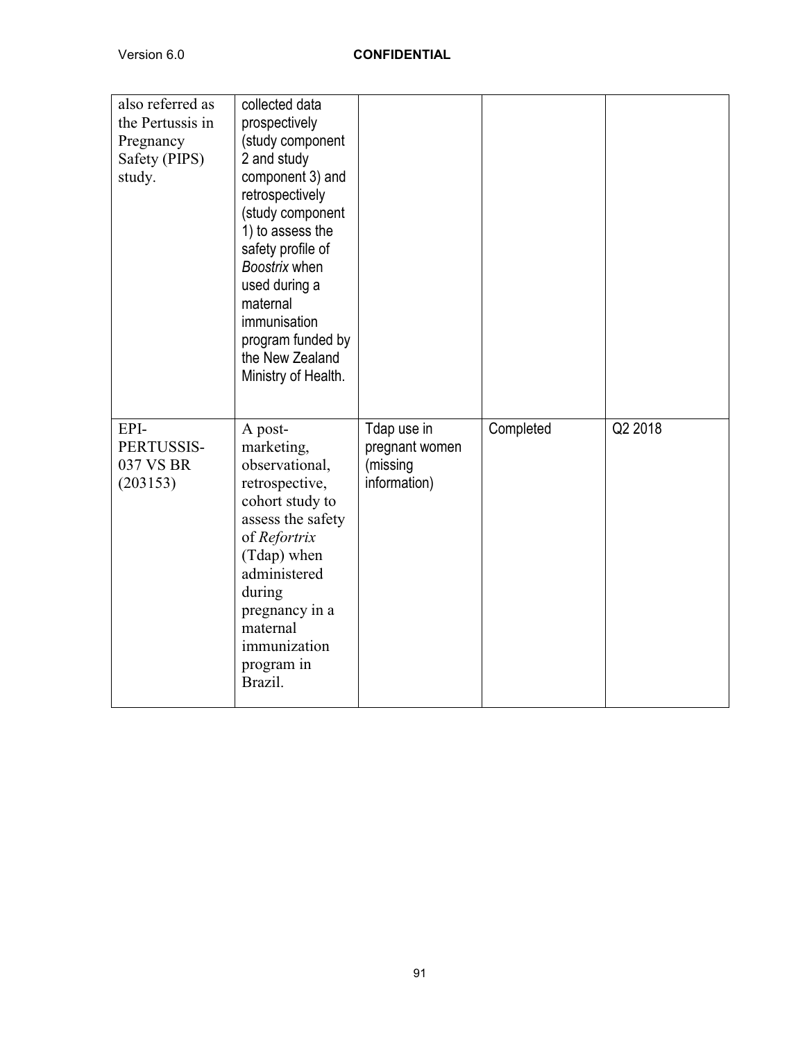| | | | | |
|---|---|---|---|---|
| also referred as the Pertussis in Pregnancy Safety (PIPS) study. | collected data prospectively (study component 2 and study component 3) and retrospectively (study component 1) to assess the safety profile of *Boostrix* when used during a maternal immunisation program funded by the New Zealand Ministry of Health. | | | |
| EPI-PERTUSSIS-037 VS BR (203153) | A post-marketing, observational, retrospective, cohort study to assess the safety of *Refortrix* (Tdap) when administered during pregnancy in a maternal immunization program in Brazil. | Tdap use in pregnant women (missing information) | Completed | Q2 2018 |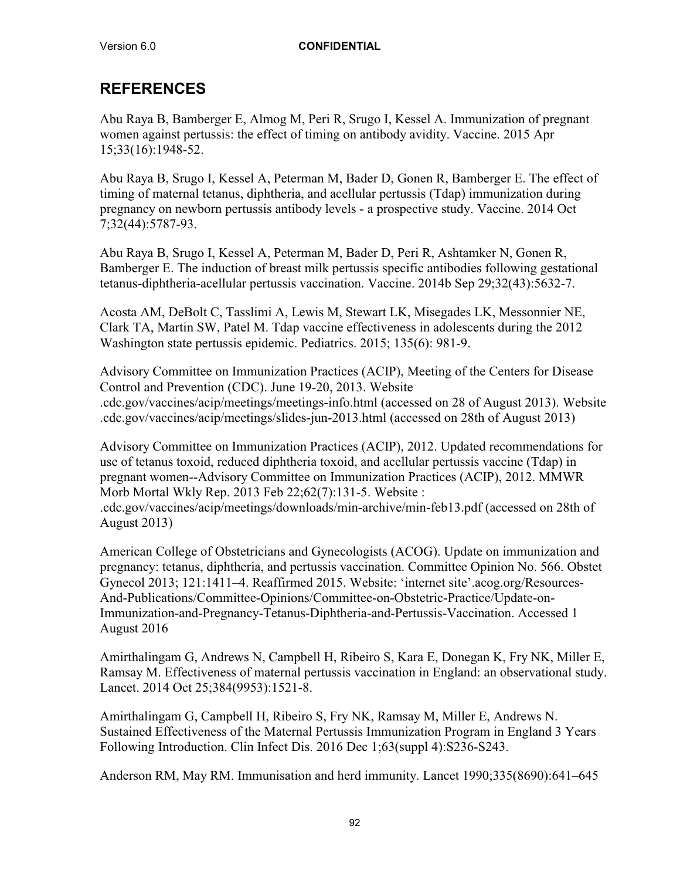# REFERENCES

Abu Raya B, Bamberger E, Almog M, Peri R, Srugo I, Kessel A. Immunization of pregnant women against pertussis: the effect of timing on antibody avidity. Vaccine. 2015 Apr 15;33(16):1948-52.

Abu Raya B, Srugo I, Kessel A, Peterman M, Bader D, Gonen R, Bamberger E. The effect of timing of maternal tetanus, diphtheria, and acellular pertussis (Tdap) immunization during pregnancy on newborn pertussis antibody levels - a prospective study. Vaccine. 2014 Oct 7;32(44):5787-93.

Abu Raya B, Srugo I, Kessel A, Peterman M, Bader D, Peri R, Ashtamker N, Gonen R, Bamberger E. The induction of breast milk pertussis specific antibodies following gestational tetanus-diphtheria-acellular pertussis vaccination. Vaccine. 2014b Sep 29;32(43):5632-7.

Acosta AM, DeBolt C, Tasslimi A, Lewis M, Stewart LK, Misegades LK, Messonnier NE, Clark TA, Martin SW, Patel M. Tdap vaccine effectiveness in adolescents during the 2012 Washington state pertussis epidemic. Pediatrics. 2015; 135(6): 981-9.

Advisory Committee on Immunization Practices (ACIP), Meeting of the Centers for Disease Control and Prevention (CDC). June 19-20, 2013. Website .cdc.gov/vaccines/acip/meetings/meetings-info.html (accessed on 28 of August 2013). Website .cdc.gov/vaccines/acip/meetings/slides-jun-2013.html (accessed on 28th of August 2013)

Advisory Committee on Immunization Practices (ACIP), 2012. Updated recommendations for use of tetanus toxoid, reduced diphtheria toxoid, and acellular pertussis vaccine (Tdap) in pregnant women--Advisory Committee on Immunization Practices (ACIP), 2012. MMWR Morb Mortal Wkly Rep. 2013 Feb 22;62(7):131-5. Website : .cdc.gov/vaccines/acip/meetings/downloads/min-archive/min-feb13.pdf (accessed on 28th of August 2013)

American College of Obstetricians and Gynecologists (ACOG). Update on immunization and pregnancy: tetanus, diphtheria, and pertussis vaccination. Committee Opinion No. 566. Obstet Gynecol 2013; 121:1411–4. Reaffirmed 2015. Website: 'internet site'.acog.org/Resources-And-Publications/Committee-Opinions/Committee-on-Obstetric-Practice/Update-on-Immunization-and-Pregnancy-Tetanus-Diphtheria-and-Pertussis-Vaccination. Accessed 1 August 2016

Amirthalingam G, Andrews N, Campbell H, Ribeiro S, Kara E, Donegan K, Fry NK, Miller E, Ramsay M. Effectiveness of maternal pertussis vaccination in England: an observational study. Lancet. 2014 Oct 25;384(9953):1521-8.

Amirthalingam G, Campbell H, Ribeiro S, Fry NK, Ramsay M, Miller E, Andrews N. Sustained Effectiveness of the Maternal Pertussis Immunization Program in England 3 Years Following Introduction. Clin Infect Dis. 2016 Dec 1;63(suppl 4):S236-S243.

Anderson RM, May RM. Immunisation and herd immunity. Lancet 1990;335(8690):641–645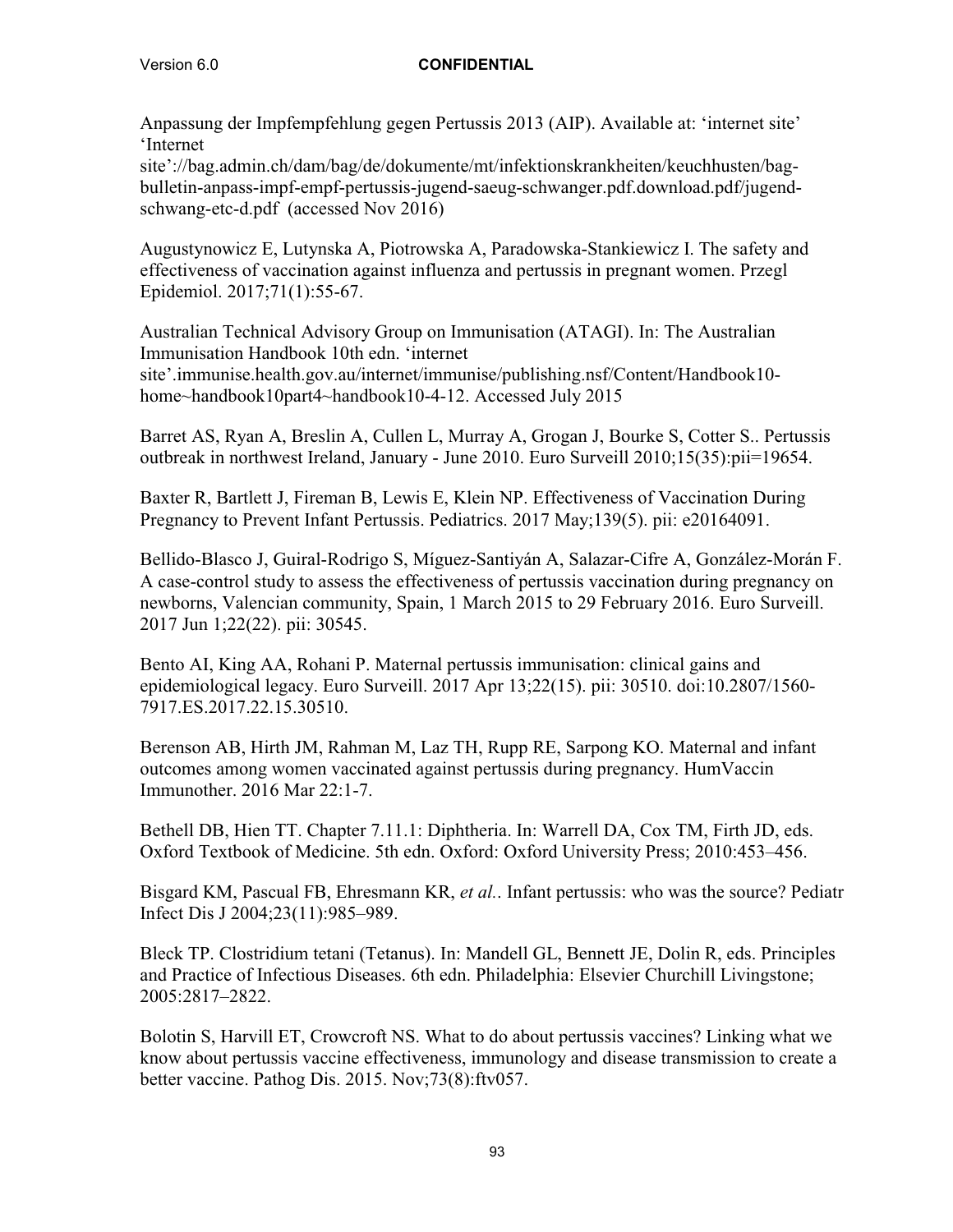Anpassung der Impfempfehlung gegen Pertussis 2013 (AIP). Available at: 'internet site' 'Internet site'://bag.admin.ch/dam/bag/de/dokumente/mt/infektionskrankheiten/keuchhusten/bag-bulletin-anpass-impf-empf-pertussis-jugend-saeug-schwanger.pdf.download.pdf/jugend-schwang-etc-d.pdf (accessed Nov 2016)

Augustynowicz E, Lutynska A, Piotrowska A, Paradowska-Stankiewicz I. The safety and effectiveness of vaccination against influenza and pertussis in pregnant women. Przegl Epidemiol. 2017;71(1):55-67.

Australian Technical Advisory Group on Immunisation (ATAGI). In: The Australian Immunisation Handbook 10th edn. 'internet site'.immunise.health.gov.au/internet/immunise/publishing.nsf/Content/Handbook10-home~handbook10part4~handbook10-4-12. Accessed July 2015

Barret AS, Ryan A, Breslin A, Cullen L, Murray A, Grogan J, Bourke S, Cotter S.. Pertussis outbreak in northwest Ireland, January - June 2010. Euro Surveill 2010;15(35):pii=19654.

Baxter R, Bartlett J, Fireman B, Lewis E, Klein NP. Effectiveness of Vaccination During Pregnancy to Prevent Infant Pertussis. Pediatrics. 2017 May;139(5). pii: e20164091.

Bellido-Blasco J, Guiral-Rodrigo S, Míguez-Santiyán A, Salazar-Cifre A, González-Morán F. A case-control study to assess the effectiveness of pertussis vaccination during pregnancy on newborns, Valencian community, Spain, 1 March 2015 to 29 February 2016. Euro Surveill. 2017 Jun 1;22(22). pii: 30545.

Bento AI, King AA, Rohani P. Maternal pertussis immunisation: clinical gains and epidemiological legacy. Euro Surveill. 2017 Apr 13;22(15). pii: 30510. doi:10.2807/1560-7917.ES.2017.22.15.30510.

Berenson AB, Hirth JM, Rahman M, Laz TH, Rupp RE, Sarpong KO. Maternal and infant outcomes among women vaccinated against pertussis during pregnancy. HumVaccin Immunother. 2016 Mar 22:1-7.

Bethell DB, Hien TT. Chapter 7.11.1: Diphtheria. In: Warrell DA, Cox TM, Firth JD, eds. Oxford Textbook of Medicine. 5th edn. Oxford: Oxford University Press; 2010:453–456.

Bisgard KM, Pascual FB, Ehresmann KR, *et al.*. Infant pertussis: who was the source? Pediatr Infect Dis J 2004;23(11):985–989.

Bleck TP. Clostridium tetani (Tetanus). In: Mandell GL, Bennett JE, Dolin R, eds. Principles and Practice of Infectious Diseases. 6th edn. Philadelphia: Elsevier Churchill Livingstone; 2005:2817–2822.

Bolotin S, Harvill ET, Crowcroft NS. What to do about pertussis vaccines? Linking what we know about pertussis vaccine effectiveness, immunology and disease transmission to create a better vaccine. Pathog Dis. 2015. Nov;73(8):ftv057.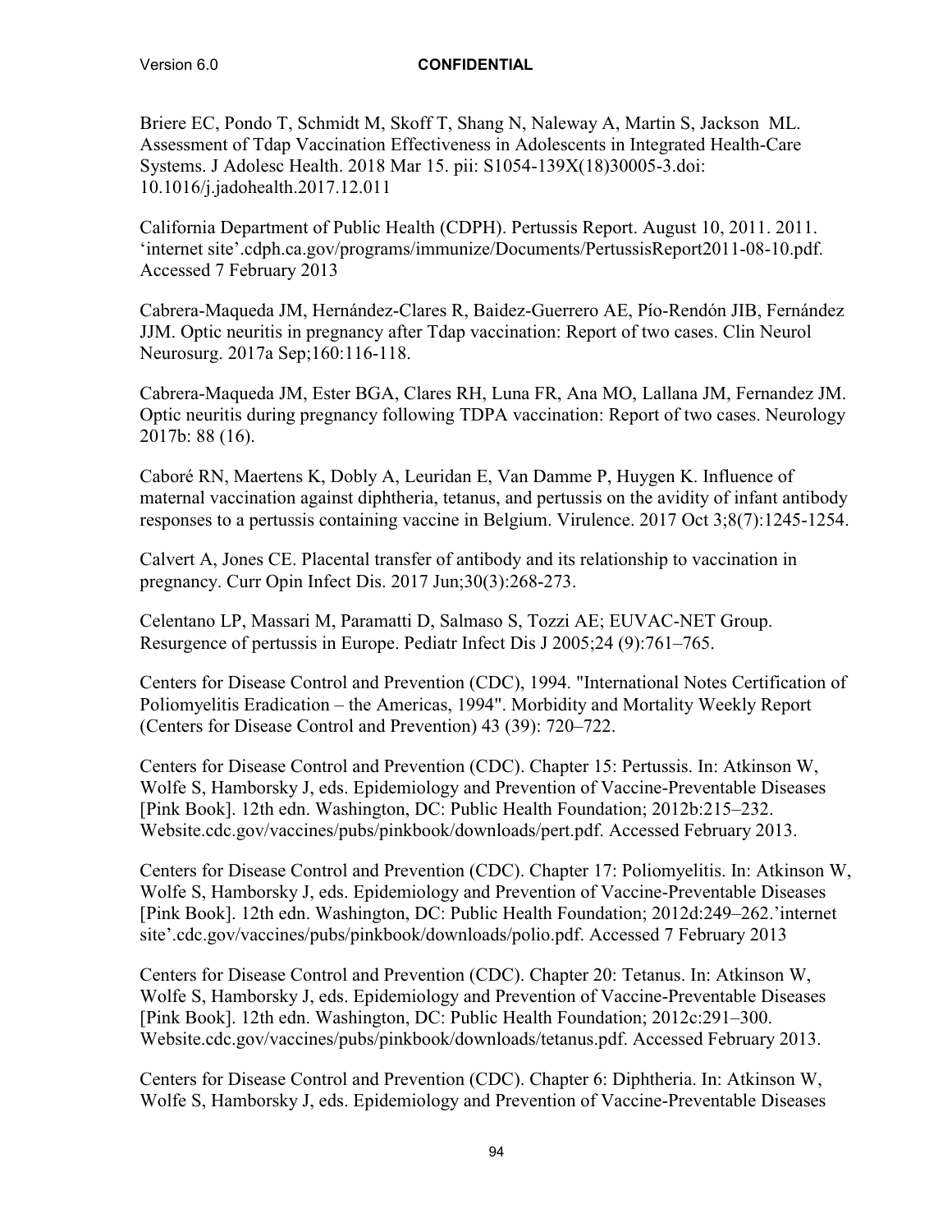Briere EC, Pondo T, Schmidt M, Skoff T, Shang N, Naleway A, Martin S, Jackson ML. Assessment of Tdap Vaccination Effectiveness in Adolescents in Integrated Health-Care Systems. J Adolesc Health. 2018 Mar 15. pii: S1054-139X(18)30005-3.doi: 10.1016/j.jadohealth.2017.12.011

California Department of Public Health (CDPH). Pertussis Report. August 10, 2011. 2011. 'internet site'.cdph.ca.gov/programs/immunize/Documents/PertussisReport2011-08-10.pdf. Accessed 7 February 2013

Cabrera-Maqueda JM, Hernández-Clares R, Baidez-Guerrero AE, Pío-Rendón JIB, Fernández JJM. Optic neuritis in pregnancy after Tdap vaccination: Report of two cases. Clin Neurol Neurosurg. 2017a Sep;160:116-118.

Cabrera-Maqueda JM, Ester BGA, Clares RH, Luna FR, Ana MO, Lallana JM, Fernandez JM. Optic neuritis during pregnancy following TDPA vaccination: Report of two cases. Neurology 2017b: 88 (16).

Caboré RN, Maertens K, Dobly A, Leuridan E, Van Damme P, Huygen K. Influence of maternal vaccination against diphtheria, tetanus, and pertussis on the avidity of infant antibody responses to a pertussis containing vaccine in Belgium. Virulence. 2017 Oct 3;8(7):1245-1254.

Calvert A, Jones CE. Placental transfer of antibody and its relationship to vaccination in pregnancy. Curr Opin Infect Dis. 2017 Jun;30(3):268-273.

Celentano LP, Massari M, Paramatti D, Salmaso S, Tozzi AE; EUVAC-NET Group. Resurgence of pertussis in Europe. Pediatr Infect Dis J 2005;24 (9):761–765.

Centers for Disease Control and Prevention (CDC), 1994. "International Notes Certification of Poliomyelitis Eradication – the Americas, 1994". Morbidity and Mortality Weekly Report (Centers for Disease Control and Prevention) 43 (39): 720–722.

Centers for Disease Control and Prevention (CDC). Chapter 15: Pertussis. In: Atkinson W, Wolfe S, Hamborsky J, eds. Epidemiology and Prevention of Vaccine-Preventable Diseases [Pink Book]. 12th edn. Washington, DC: Public Health Foundation; 2012b:215–232. Website.cdc.gov/vaccines/pubs/pinkbook/downloads/pert.pdf. Accessed February 2013.

Centers for Disease Control and Prevention (CDC). Chapter 17: Poliomyelitis. In: Atkinson W, Wolfe S, Hamborsky J, eds. Epidemiology and Prevention of Vaccine-Preventable Diseases [Pink Book]. 12th edn. Washington, DC: Public Health Foundation; 2012d:249–262.'internet site'.cdc.gov/vaccines/pubs/pinkbook/downloads/polio.pdf. Accessed 7 February 2013

Centers for Disease Control and Prevention (CDC). Chapter 20: Tetanus. In: Atkinson W, Wolfe S, Hamborsky J, eds. Epidemiology and Prevention of Vaccine-Preventable Diseases [Pink Book]. 12th edn. Washington, DC: Public Health Foundation; 2012c:291–300. Website.cdc.gov/vaccines/pubs/pinkbook/downloads/tetanus.pdf. Accessed February 2013.

Centers for Disease Control and Prevention (CDC). Chapter 6: Diphtheria. In: Atkinson W, Wolfe S, Hamborsky J, eds. Epidemiology and Prevention of Vaccine-Preventable Diseases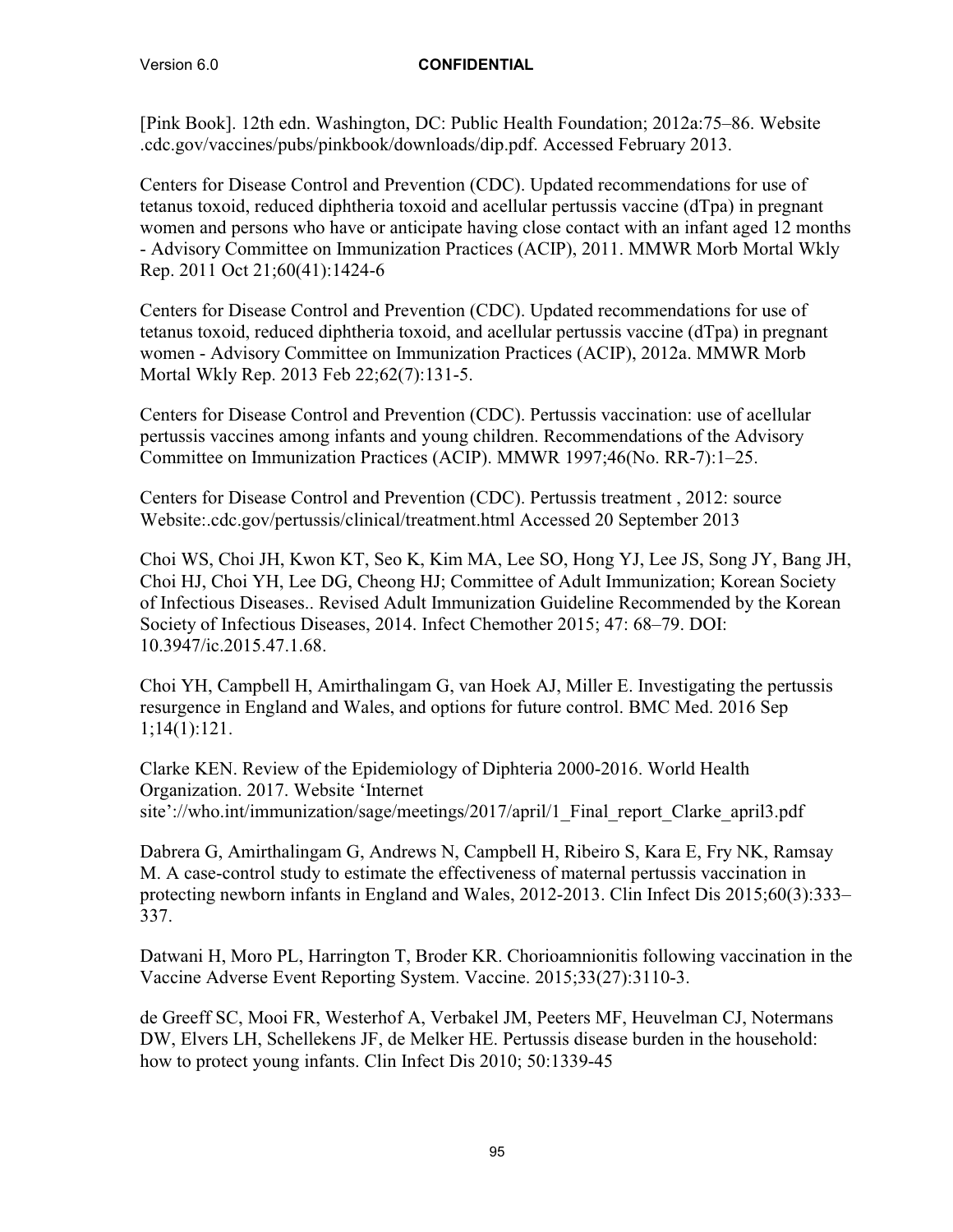[Pink Book]. 12th edn. Washington, DC: Public Health Foundation; 2012a:75–86. Website .cdc.gov/vaccines/pubs/pinkbook/downloads/dip.pdf. Accessed February 2013.

Centers for Disease Control and Prevention (CDC). Updated recommendations for use of tetanus toxoid, reduced diphtheria toxoid and acellular pertussis vaccine (dTpa) in pregnant women and persons who have or anticipate having close contact with an infant aged 12 months - Advisory Committee on Immunization Practices (ACIP), 2011. MMWR Morb Mortal Wkly Rep. 2011 Oct 21;60(41):1424-6

Centers for Disease Control and Prevention (CDC). Updated recommendations for use of tetanus toxoid, reduced diphtheria toxoid, and acellular pertussis vaccine (dTpa) in pregnant women - Advisory Committee on Immunization Practices (ACIP), 2012a. MMWR Morb Mortal Wkly Rep. 2013 Feb 22;62(7):131-5.

Centers for Disease Control and Prevention (CDC). Pertussis vaccination: use of acellular pertussis vaccines among infants and young children. Recommendations of the Advisory Committee on Immunization Practices (ACIP). MMWR 1997;46(No. RR-7):1–25.

Centers for Disease Control and Prevention (CDC). Pertussis treatment , 2012: source Website:.cdc.gov/pertussis/clinical/treatment.html Accessed 20 September 2013

Choi WS, Choi JH, Kwon KT, Seo K, Kim MA, Lee SO, Hong YJ, Lee JS, Song JY, Bang JH, Choi HJ, Choi YH, Lee DG, Cheong HJ; Committee of Adult Immunization; Korean Society of Infectious Diseases.. Revised Adult Immunization Guideline Recommended by the Korean Society of Infectious Diseases, 2014. Infect Chemother 2015; 47: 68–79. DOI: 10.3947/ic.2015.47.1.68.

Choi YH, Campbell H, Amirthalingam G, van Hoek AJ, Miller E. Investigating the pertussis resurgence in England and Wales, and options for future control. BMC Med. 2016 Sep 1;14(1):121.

Clarke KEN. Review of the Epidemiology of Diphteria 2000-2016. World Health Organization. 2017. Website 'Internet site'://who.int/immunization/sage/meetings/2017/april/1_Final_report_Clarke_april3.pdf

Dabrera G, Amirthalingam G, Andrews N, Campbell H, Ribeiro S, Kara E, Fry NK, Ramsay M. A case-control study to estimate the effectiveness of maternal pertussis vaccination in protecting newborn infants in England and Wales, 2012-2013. Clin Infect Dis 2015;60(3):333–337.

Datwani H, Moro PL, Harrington T, Broder KR. Chorioamnionitis following vaccination in the Vaccine Adverse Event Reporting System. Vaccine. 2015;33(27):3110-3.

de Greeff SC, Mooi FR, Westerhof A, Verbakel JM, Peeters MF, Heuvelman CJ, Notermans DW, Elvers LH, Schellekens JF, de Melker HE. Pertussis disease burden in the household: how to protect young infants. Clin Infect Dis 2010; 50:1339-45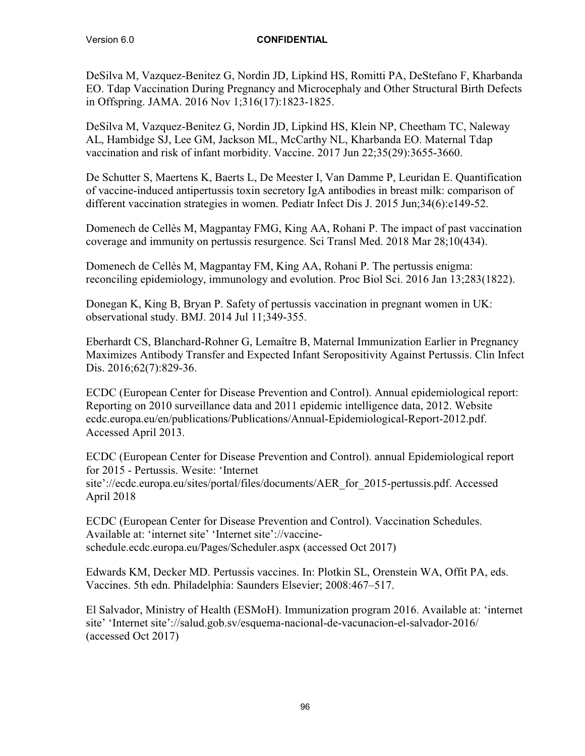DeSilva M, Vazquez-Benitez G, Nordin JD, Lipkind HS, Romitti PA, DeStefano F, Kharbanda EO. Tdap Vaccination During Pregnancy and Microcephaly and Other Structural Birth Defects in Offspring. JAMA. 2016 Nov 1;316(17):1823-1825.

DeSilva M, Vazquez-Benitez G, Nordin JD, Lipkind HS, Klein NP, Cheetham TC, Naleway AL, Hambidge SJ, Lee GM, Jackson ML, McCarthy NL, Kharbanda EO. Maternal Tdap vaccination and risk of infant morbidity. Vaccine. 2017 Jun 22;35(29):3655-3660.

De Schutter S, Maertens K, Baerts L, De Meester I, Van Damme P, Leuridan E. Quantification of vaccine-induced antipertussis toxin secretory IgA antibodies in breast milk: comparison of different vaccination strategies in women. Pediatr Infect Dis J. 2015 Jun;34(6):e149-52.

Domenech de Cellès M, Magpantay FMG, King AA, Rohani P. The impact of past vaccination coverage and immunity on pertussis resurgence. Sci Transl Med. 2018 Mar 28;10(434).

Domenech de Cellès M, Magpantay FM, King AA, Rohani P. The pertussis enigma: reconciling epidemiology, immunology and evolution. Proc Biol Sci. 2016 Jan 13;283(1822).

Donegan K, King B, Bryan P. Safety of pertussis vaccination in pregnant women in UK: observational study. BMJ. 2014 Jul 11;349-355.

Eberhardt CS, Blanchard-Rohner G, Lemaître B, Maternal Immunization Earlier in Pregnancy Maximizes Antibody Transfer and Expected Infant Seropositivity Against Pertussis. Clin Infect Dis. 2016;62(7):829-36.

ECDC (European Center for Disease Prevention and Control). Annual epidemiological report: Reporting on 2010 surveillance data and 2011 epidemic intelligence data, 2012. Website ecdc.europa.eu/en/publications/Publications/Annual-Epidemiological-Report-2012.pdf. Accessed April 2013.

ECDC (European Center for Disease Prevention and Control). annual Epidemiological report for 2015 - Pertussis. Wesite: 'Internet site'://ecdc.europa.eu/sites/portal/files/documents/AER_for_2015-pertussis.pdf. Accessed April 2018

ECDC (European Center for Disease Prevention and Control). Vaccination Schedules. Available at: 'internet site' 'Internet site'://vaccine-schedule.ecdc.europa.eu/Pages/Scheduler.aspx (accessed Oct 2017)

Edwards KM, Decker MD. Pertussis vaccines. In: Plotkin SL, Orenstein WA, Offit PA, eds. Vaccines. 5th edn. Philadelphia: Saunders Elsevier; 2008:467–517.

El Salvador, Ministry of Health (ESMoH). Immunization program 2016. Available at: 'internet site' 'Internet site'://salud.gob.sv/esquema-nacional-de-vacunacion-el-salvador-2016/ (accessed Oct 2017)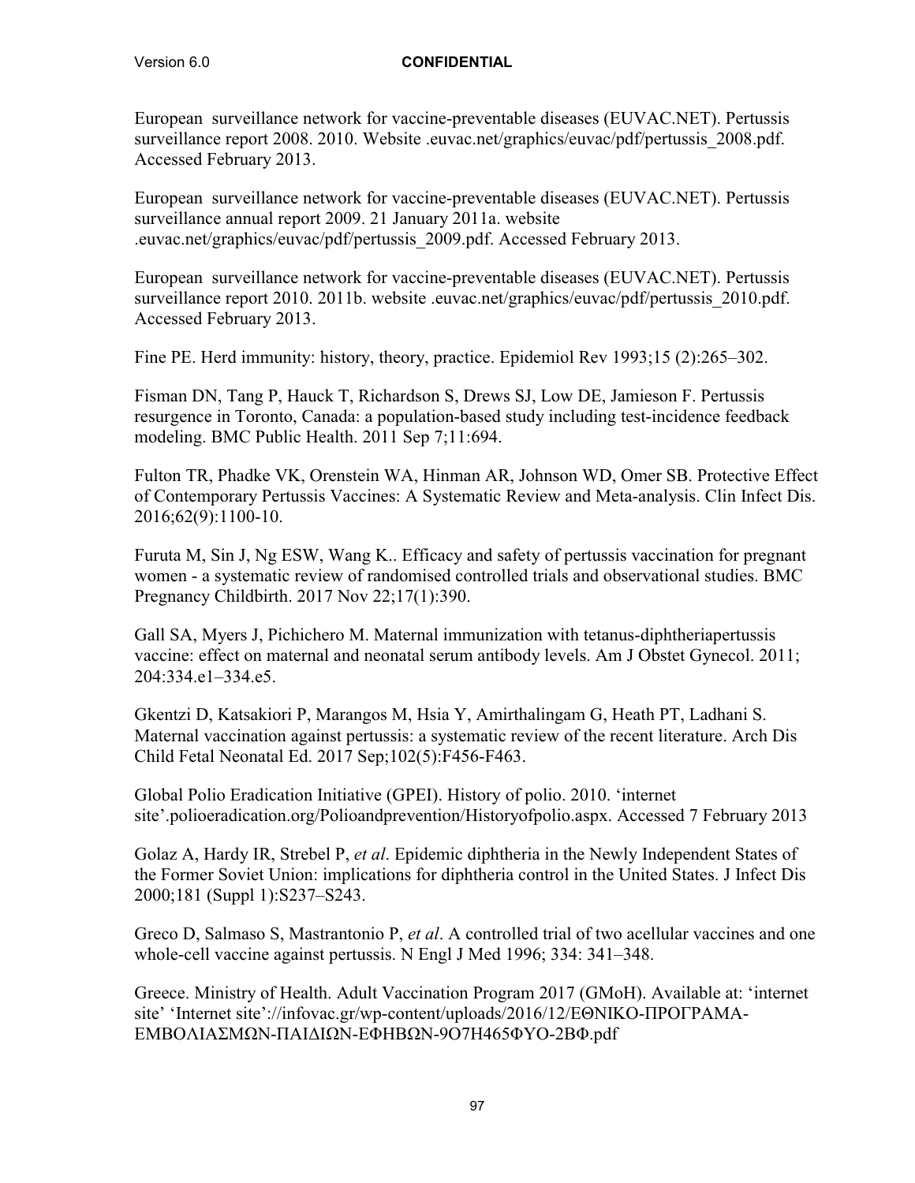European  surveillance network for vaccine-preventable diseases (EUVAC.NET). Pertussis surveillance report 2008. 2010. Website .euvac.net/graphics/euvac/pdf/pertussis_2008.pdf. Accessed February 2013.

European  surveillance network for vaccine-preventable diseases (EUVAC.NET). Pertussis surveillance annual report 2009. 21 January 2011a. website .euvac.net/graphics/euvac/pdf/pertussis_2009.pdf. Accessed February 2013.

European  surveillance network for vaccine-preventable diseases (EUVAC.NET). Pertussis surveillance report 2010. 2011b. website .euvac.net/graphics/euvac/pdf/pertussis_2010.pdf. Accessed February 2013.

Fine PE. Herd immunity: history, theory, practice. Epidemiol Rev 1993;15 (2):265–302.

Fisman DN, Tang P, Hauck T, Richardson S, Drews SJ, Low DE, Jamieson F. Pertussis resurgence in Toronto, Canada: a population-based study including test-incidence feedback modeling. BMC Public Health. 2011 Sep 7;11:694.

Fulton TR, Phadke VK, Orenstein WA, Hinman AR, Johnson WD, Omer SB. Protective Effect of Contemporary Pertussis Vaccines: A Systematic Review and Meta-analysis. Clin Infect Dis. 2016;62(9):1100-10.

Furuta M, Sin J, Ng ESW, Wang K.. Efficacy and safety of pertussis vaccination for pregnant women - a systematic review of randomised controlled trials and observational studies. BMC Pregnancy Childbirth. 2017 Nov 22;17(1):390.

Gall SA, Myers J, Pichichero M. Maternal immunization with tetanus-diphtheriapertussis vaccine: effect on maternal and neonatal serum antibody levels. Am J Obstet Gynecol. 2011; 204:334.e1–334.e5.

Gkentzi D, Katsakiori P, Marangos M, Hsia Y, Amirthalingam G, Heath PT, Ladhani S. Maternal vaccination against pertussis: a systematic review of the recent literature. Arch Dis Child Fetal Neonatal Ed. 2017 Sep;102(5):F456-F463.

Global Polio Eradication Initiative (GPEI). History of polio. 2010. 'internet site'.polioeradication.org/Polioandprevention/Historyofpolio.aspx. Accessed 7 February 2013

Golaz A, Hardy IR, Strebel P, *et al*. Epidemic diphtheria in the Newly Independent States of the Former Soviet Union: implications for diphtheria control in the United States. J Infect Dis 2000;181 (Suppl 1):S237–S243.

Greco D, Salmaso S, Mastrantonio P, *et al*. A controlled trial of two acellular vaccines and one whole-cell vaccine against pertussis. N Engl J Med 1996; 334: 341–348.

Greece. Ministry of Health. Adult Vaccination Program 2017 (GMoH). Available at: 'internet site' 'Internet site'://infovac.gr/wp-content/uploads/2016/12/ΕΘΝΙΚΟ-ΠΡΟΓΡΑΜΑ-ΕΜΒΟΛΙΑΣΜΩΝ-ΠΑΙΔΙΩΝ-ΕΦΗΒΩΝ-9Ο7Η465ΦΥΟ-2ΒΦ.pdf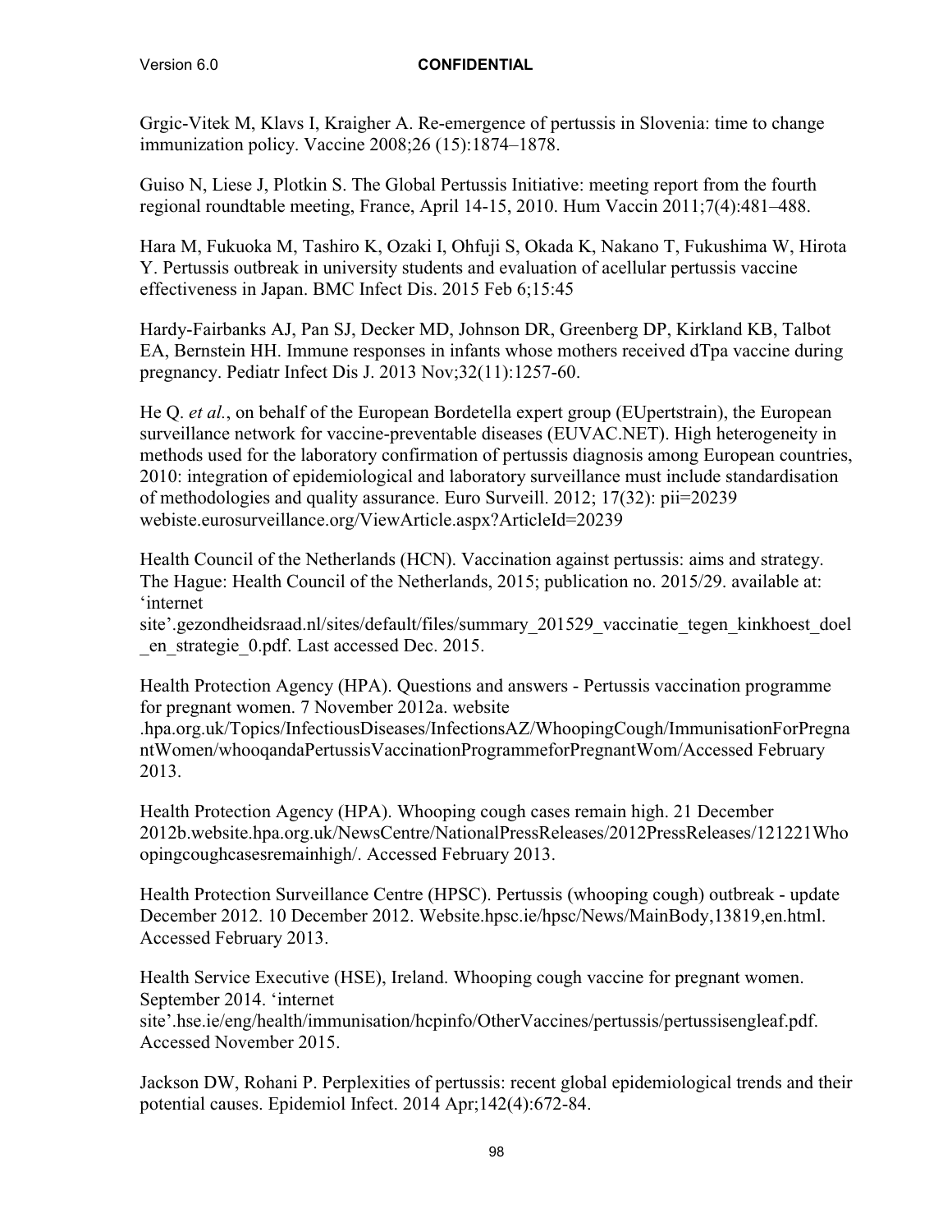Grgic-Vitek M, Klavs I, Kraigher A. Re-emergence of pertussis in Slovenia: time to change immunization policy. Vaccine 2008;26 (15):1874–1878.

Guiso N, Liese J, Plotkin S. The Global Pertussis Initiative: meeting report from the fourth regional roundtable meeting, France, April 14-15, 2010. Hum Vaccin 2011;7(4):481–488.

Hara M, Fukuoka M, Tashiro K, Ozaki I, Ohfuji S, Okada K, Nakano T, Fukushima W, Hirota Y. Pertussis outbreak in university students and evaluation of acellular pertussis vaccine effectiveness in Japan. BMC Infect Dis. 2015 Feb 6;15:45

Hardy-Fairbanks AJ, Pan SJ, Decker MD, Johnson DR, Greenberg DP, Kirkland KB, Talbot EA, Bernstein HH. Immune responses in infants whose mothers received dTpa vaccine during pregnancy. Pediatr Infect Dis J. 2013 Nov;32(11):1257-60.

He Q. *et al.*, on behalf of the European Bordetella expert group (EUpertstrain), the European surveillance network for vaccine-preventable diseases (EUVAC.NET). High heterogeneity in methods used for the laboratory confirmation of pertussis diagnosis among European countries, 2010: integration of epidemiological and laboratory surveillance must include standardisation of methodologies and quality assurance. Euro Surveill. 2012; 17(32): pii=20239 webiste.eurosurveillance.org/ViewArticle.aspx?ArticleId=20239

Health Council of the Netherlands (HCN). Vaccination against pertussis: aims and strategy. The Hague: Health Council of the Netherlands, 2015; publication no. 2015/29. available at: 'internet site'.gezondheidsraad.nl/sites/default/files/summary_201529_vaccinatie_tegen_kinkhoest_doel_en_strategie_0.pdf. Last accessed Dec. 2015.

Health Protection Agency (HPA). Questions and answers - Pertussis vaccination programme for pregnant women. 7 November 2012a. website .hpa.org.uk/Topics/InfectiousDiseases/InfectionsAZ/WhoopingCough/ImmunisationForPregnantWomen/whooqandaPertussisVaccinationProgrammeforPregnantWom/Accessed February 2013.

Health Protection Agency (HPA). Whooping cough cases remain high. 21 December 2012b.website.hpa.org.uk/NewsCentre/NationalPressReleases/2012PressReleases/121221Whoopingcoughcasesremainhigh/. Accessed February 2013.

Health Protection Surveillance Centre (HPSC). Pertussis (whooping cough) outbreak - update December 2012. 10 December 2012. Website.hpsc.ie/hpsc/News/MainBody,13819,en.html. Accessed February 2013.

Health Service Executive (HSE), Ireland. Whooping cough vaccine for pregnant women. September 2014. 'internet site'.hse.ie/eng/health/immunisation/hcpinfo/OtherVaccines/pertussis/pertussisengleaf.pdf. Accessed November 2015.

Jackson DW, Rohani P. Perplexities of pertussis: recent global epidemiological trends and their potential causes. Epidemiol Infect. 2014 Apr;142(4):672-84.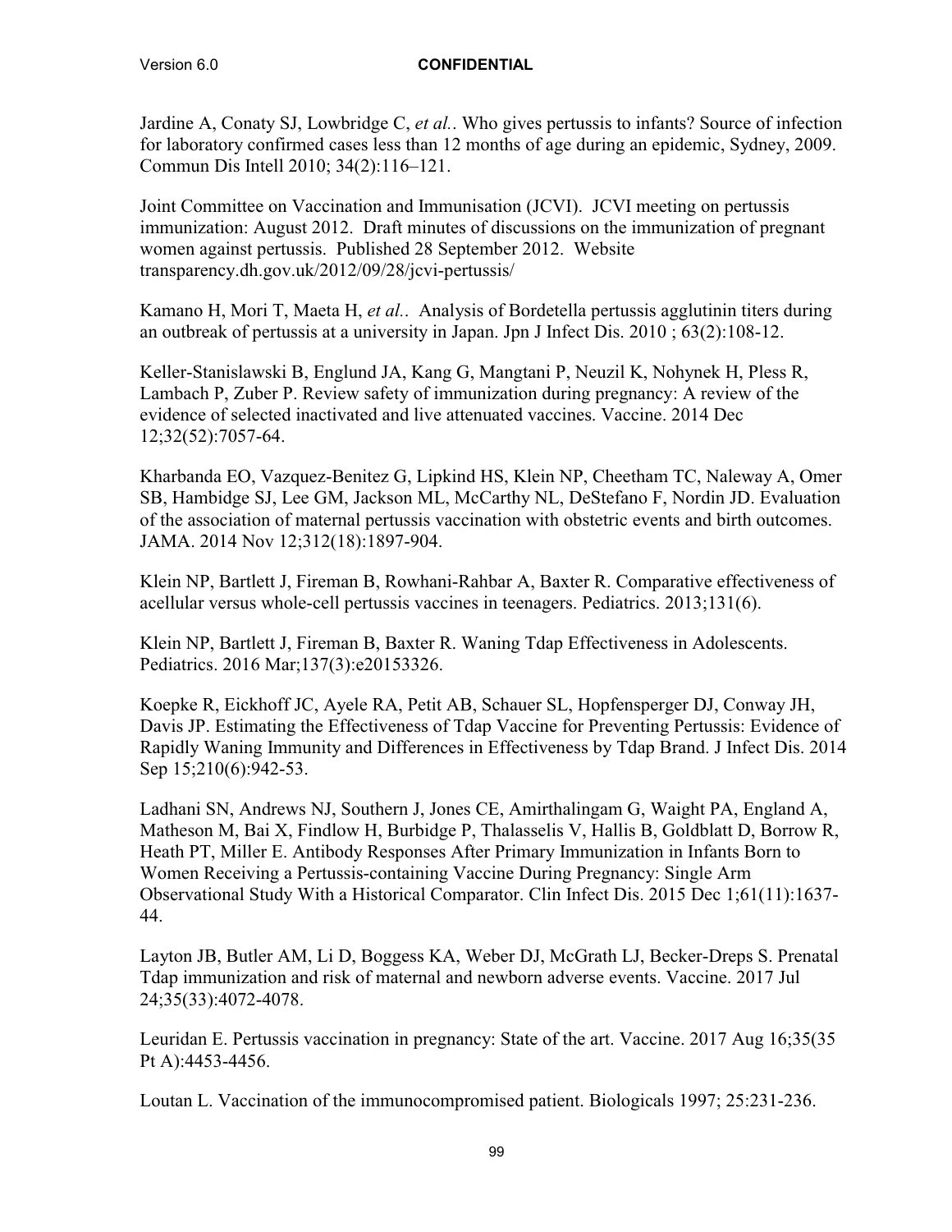Jardine A, Conaty SJ, Lowbridge C, *et al.*. Who gives pertussis to infants? Source of infection for laboratory confirmed cases less than 12 months of age during an epidemic, Sydney, 2009. Commun Dis Intell 2010; 34(2):116–121.

Joint Committee on Vaccination and Immunisation (JCVI). JCVI meeting on pertussis immunization: August 2012. Draft minutes of discussions on the immunization of pregnant women against pertussis. Published 28 September 2012. Website transparency.dh.gov.uk/2012/09/28/jcvi-pertussis/

Kamano H, Mori T, Maeta H, *et al.*. Analysis of Bordetella pertussis agglutinin titers during an outbreak of pertussis at a university in Japan. Jpn J Infect Dis. 2010 ; 63(2):108-12.

Keller-Stanislawski B, Englund JA, Kang G, Mangtani P, Neuzil K, Nohynek H, Pless R, Lambach P, Zuber P. Review safety of immunization during pregnancy: A review of the evidence of selected inactivated and live attenuated vaccines. Vaccine. 2014 Dec 12;32(52):7057-64.

Kharbanda EO, Vazquez-Benitez G, Lipkind HS, Klein NP, Cheetham TC, Naleway A, Omer SB, Hambidge SJ, Lee GM, Jackson ML, McCarthy NL, DeStefano F, Nordin JD. Evaluation of the association of maternal pertussis vaccination with obstetric events and birth outcomes. JAMA. 2014 Nov 12;312(18):1897-904.

Klein NP, Bartlett J, Fireman B, Rowhani-Rahbar A, Baxter R. Comparative effectiveness of acellular versus whole-cell pertussis vaccines in teenagers. Pediatrics. 2013;131(6).

Klein NP, Bartlett J, Fireman B, Baxter R. Waning Tdap Effectiveness in Adolescents. Pediatrics. 2016 Mar;137(3):e20153326.

Koepke R, Eickhoff JC, Ayele RA, Petit AB, Schauer SL, Hopfensperger DJ, Conway JH, Davis JP. Estimating the Effectiveness of Tdap Vaccine for Preventing Pertussis: Evidence of Rapidly Waning Immunity and Differences in Effectiveness by Tdap Brand. J Infect Dis. 2014 Sep 15;210(6):942-53.

Ladhani SN, Andrews NJ, Southern J, Jones CE, Amirthalingam G, Waight PA, England A, Matheson M, Bai X, Findlow H, Burbidge P, Thalasselis V, Hallis B, Goldblatt D, Borrow R, Heath PT, Miller E. Antibody Responses After Primary Immunization in Infants Born to Women Receiving a Pertussis-containing Vaccine During Pregnancy: Single Arm Observational Study With a Historical Comparator. Clin Infect Dis. 2015 Dec 1;61(11):1637-44.

Layton JB, Butler AM, Li D, Boggess KA, Weber DJ, McGrath LJ, Becker-Dreps S. Prenatal Tdap immunization and risk of maternal and newborn adverse events. Vaccine. 2017 Jul 24;35(33):4072-4078.

Leuridan E. Pertussis vaccination in pregnancy: State of the art. Vaccine. 2017 Aug 16;35(35 Pt A):4453-4456.

Loutan L. Vaccination of the immunocompromised patient. Biologicals 1997; 25:231-236.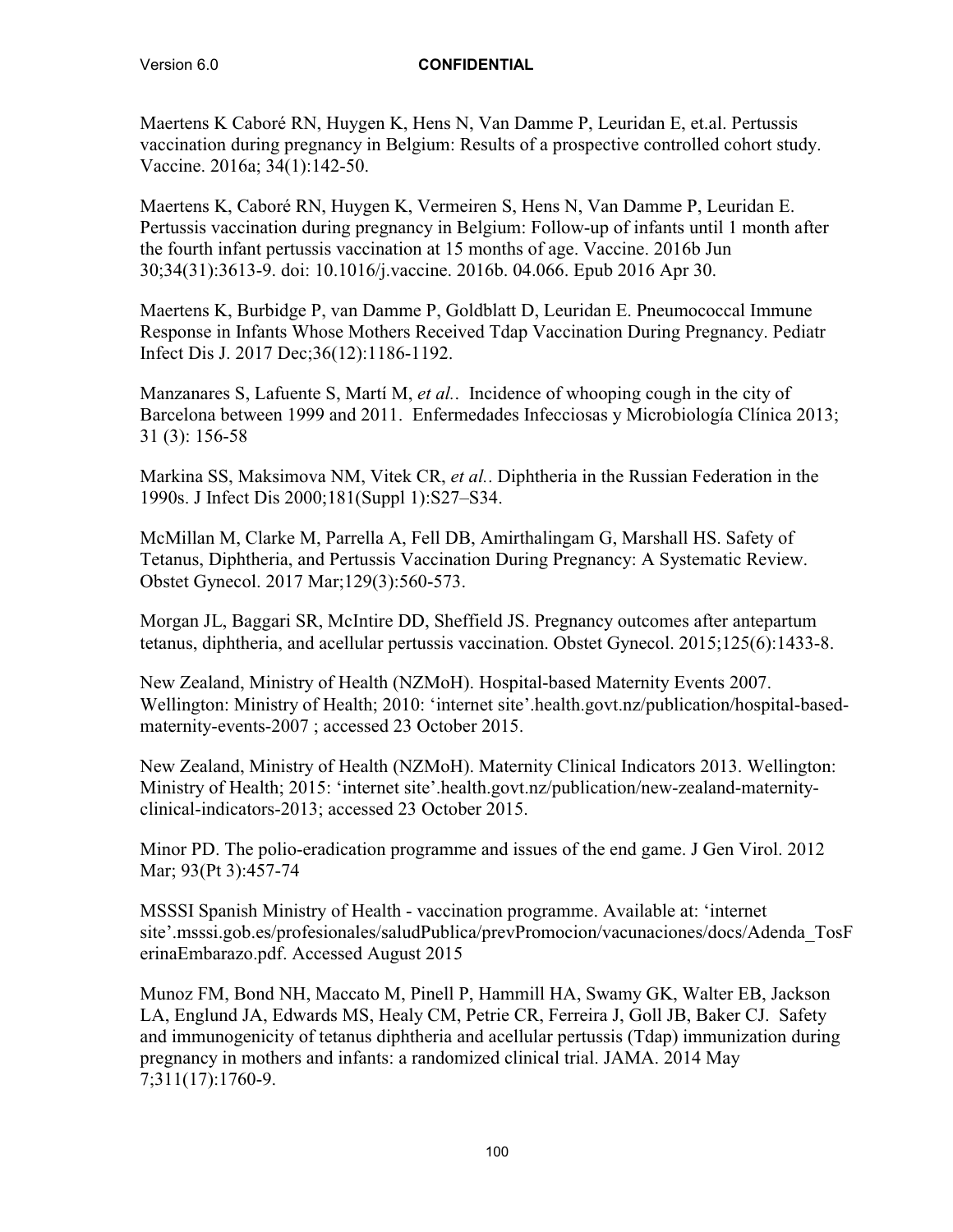Maertens K Caboré RN, Huygen K, Hens N, Van Damme P, Leuridan E, et.al. Pertussis vaccination during pregnancy in Belgium: Results of a prospective controlled cohort study. Vaccine. 2016a; 34(1):142-50.

Maertens K, Caboré RN, Huygen K, Vermeiren S, Hens N, Van Damme P, Leuridan E. Pertussis vaccination during pregnancy in Belgium: Follow-up of infants until 1 month after the fourth infant pertussis vaccination at 15 months of age. Vaccine. 2016b Jun 30;34(31):3613-9. doi: 10.1016/j.vaccine. 2016b. 04.066. Epub 2016 Apr 30.

Maertens K, Burbidge P, van Damme P, Goldblatt D, Leuridan E. Pneumococcal Immune Response in Infants Whose Mothers Received Tdap Vaccination During Pregnancy. Pediatr Infect Dis J. 2017 Dec;36(12):1186-1192.

Manzanares S, Lafuente S, Martí M, *et al.*. Incidence of whooping cough in the city of Barcelona between 1999 and 2011. Enfermedades Infecciosas y Microbiología Clínica 2013; 31 (3): 156-58

Markina SS, Maksimova NM, Vitek CR, *et al.*. Diphtheria in the Russian Federation in the 1990s. J Infect Dis 2000;181(Suppl 1):S27–S34.

McMillan M, Clarke M, Parrella A, Fell DB, Amirthalingam G, Marshall HS. Safety of Tetanus, Diphtheria, and Pertussis Vaccination During Pregnancy: A Systematic Review. Obstet Gynecol. 2017 Mar;129(3):560-573.

Morgan JL, Baggari SR, McIntire DD, Sheffield JS. Pregnancy outcomes after antepartum tetanus, diphtheria, and acellular pertussis vaccination. Obstet Gynecol. 2015;125(6):1433-8.

New Zealand, Ministry of Health (NZMoH). Hospital-based Maternity Events 2007. Wellington: Ministry of Health; 2010: 'internet site'.health.govt.nz/publication/hospital-based-maternity-events-2007 ; accessed 23 October 2015.

New Zealand, Ministry of Health (NZMoH). Maternity Clinical Indicators 2013. Wellington: Ministry of Health; 2015: 'internet site'.health.govt.nz/publication/new-zealand-maternity-clinical-indicators-2013; accessed 23 October 2015.

Minor PD. The polio-eradication programme and issues of the end game. J Gen Virol. 2012 Mar; 93(Pt 3):457-74

MSSSI Spanish Ministry of Health - vaccination programme. Available at: 'internet site'.msssi.gob.es/profesionales/saludPublica/prevPromocion/vacunaciones/docs/Adenda_TosFerinaEmbarazo.pdf. Accessed August 2015

Munoz FM, Bond NH, Maccato M, Pinell P, Hammill HA, Swamy GK, Walter EB, Jackson LA, Englund JA, Edwards MS, Healy CM, Petrie CR, Ferreira J, Goll JB, Baker CJ. Safety and immunogenicity of tetanus diphtheria and acellular pertussis (Tdap) immunization during pregnancy in mothers and infants: a randomized clinical trial. JAMA. 2014 May 7;311(17):1760-9.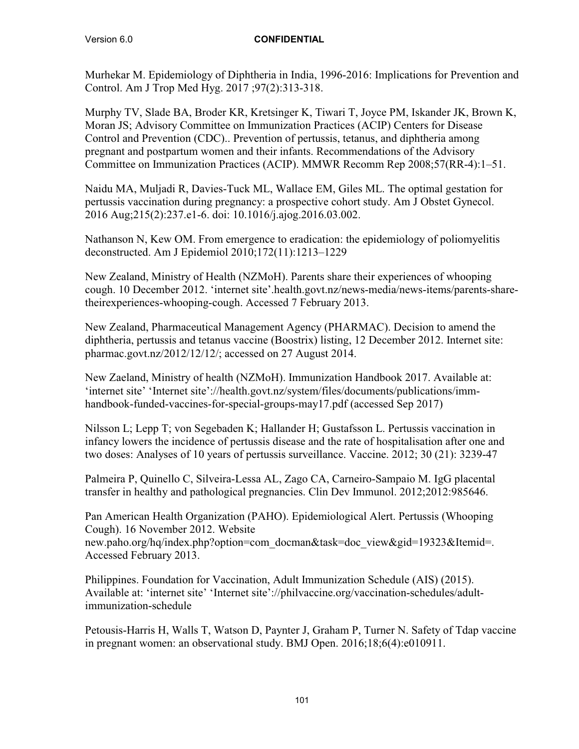Murhekar M. Epidemiology of Diphtheria in India, 1996-2016: Implications for Prevention and Control. Am J Trop Med Hyg. 2017 ;97(2):313-318.

Murphy TV, Slade BA, Broder KR, Kretsinger K, Tiwari T, Joyce PM, Iskander JK, Brown K, Moran JS; Advisory Committee on Immunization Practices (ACIP) Centers for Disease Control and Prevention (CDC).. Prevention of pertussis, tetanus, and diphtheria among pregnant and postpartum women and their infants. Recommendations of the Advisory Committee on Immunization Practices (ACIP). MMWR Recomm Rep 2008;57(RR-4):1–51.

Naidu MA, Muljadi R, Davies-Tuck ML, Wallace EM, Giles ML. The optimal gestation for pertussis vaccination during pregnancy: a prospective cohort study. Am J Obstet Gynecol. 2016 Aug;215(2):237.e1-6. doi: 10.1016/j.ajog.2016.03.002.

Nathanson N, Kew OM. From emergence to eradication: the epidemiology of poliomyelitis deconstructed. Am J Epidemiol 2010;172(11):1213–1229

New Zealand, Ministry of Health (NZMoH). Parents share their experiences of whooping cough. 10 December 2012. 'internet site'.health.govt.nz/news-media/news-items/parents-share-theirexperiences-whooping-cough. Accessed 7 February 2013.

New Zealand, Pharmaceutical Management Agency (PHARMAC). Decision to amend the diphtheria, pertussis and tetanus vaccine (Boostrix) listing, 12 December 2012. Internet site: pharmac.govt.nz/2012/12/12/; accessed on 27 August 2014.

New Zaeland, Ministry of health (NZMoH). Immunization Handbook 2017. Available at: 'internet site' 'Internet site'://health.govt.nz/system/files/documents/publications/imm-handbook-funded-vaccines-for-special-groups-may17.pdf (accessed Sep 2017)

Nilsson L; Lepp T; von Segebaden K; Hallander H; Gustafsson L. Pertussis vaccination in infancy lowers the incidence of pertussis disease and the rate of hospitalisation after one and two doses: Analyses of 10 years of pertussis surveillance. Vaccine. 2012; 30 (21): 3239-47

Palmeira P, Quinello C, Silveira-Lessa AL, Zago CA, Carneiro-Sampaio M. IgG placental transfer in healthy and pathological pregnancies. Clin Dev Immunol. 2012;2012:985646.

Pan American Health Organization (PAHO). Epidemiological Alert. Pertussis (Whooping Cough). 16 November 2012. Website new.paho.org/hq/index.php?option=com_docman&task=doc_view&gid=19323&Itemid=. Accessed February 2013.

Philippines. Foundation for Vaccination, Adult Immunization Schedule (AIS) (2015). Available at: 'internet site' 'Internet site'://philvaccine.org/vaccination-schedules/adult-immunization-schedule

Petousis-Harris H, Walls T, Watson D, Paynter J, Graham P, Turner N. Safety of Tdap vaccine in pregnant women: an observational study. BMJ Open. 2016;18;6(4):e010911.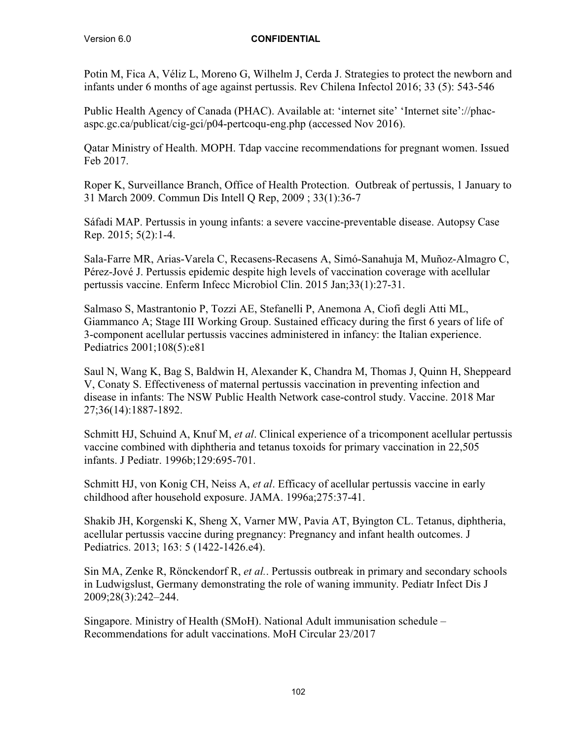Potin M, Fica A, Véliz L, Moreno G, Wilhelm J, Cerda J. Strategies to protect the newborn and infants under 6 months of age against pertussis. Rev Chilena Infectol 2016; 33 (5): 543-546

Public Health Agency of Canada (PHAC). Available at: 'internet site' 'Internet site'://phac-aspc.gc.ca/publicat/cig-gci/p04-pertcoqu-eng.php (accessed Nov 2016).

Qatar Ministry of Health. MOPH. Tdap vaccine recommendations for pregnant women. Issued Feb 2017.

Roper K, Surveillance Branch, Office of Health Protection. Outbreak of pertussis, 1 January to 31 March 2009. Commun Dis Intell Q Rep, 2009 ; 33(1):36-7

Sáfadi MAP. Pertussis in young infants: a severe vaccine-preventable disease. Autopsy Case Rep. 2015; 5(2):1-4.

Sala-Farre MR, Arias-Varela C, Recasens-Recasens A, Simó-Sanahuja M, Muñoz-Almagro C, Pérez-Jové J. Pertussis epidemic despite high levels of vaccination coverage with acellular pertussis vaccine. Enferm Infecc Microbiol Clin. 2015 Jan;33(1):27-31.

Salmaso S, Mastrantonio P, Tozzi AE, Stefanelli P, Anemona A, Ciofi degli Atti ML, Giammanco A; Stage III Working Group. Sustained efficacy during the first 6 years of life of 3-component acellular pertussis vaccines administered in infancy: the Italian experience. Pediatrics 2001;108(5):e81

Saul N, Wang K, Bag S, Baldwin H, Alexander K, Chandra M, Thomas J, Quinn H, Sheppeard V, Conaty S. Effectiveness of maternal pertussis vaccination in preventing infection and disease in infants: The NSW Public Health Network case-control study. Vaccine. 2018 Mar 27;36(14):1887-1892.

Schmitt HJ, Schuind A, Knuf M, *et al*. Clinical experience of a tricomponent acellular pertussis vaccine combined with diphtheria and tetanus toxoids for primary vaccination in 22,505 infants. J Pediatr. 1996b;129:695-701.

Schmitt HJ, von Konig CH, Neiss A, *et al*. Efficacy of acellular pertussis vaccine in early childhood after household exposure. JAMA. 1996a;275:37-41.

Shakib JH, Korgenski K, Sheng X, Varner MW, Pavia AT, Byington CL. Tetanus, diphtheria, acellular pertussis vaccine during pregnancy: Pregnancy and infant health outcomes. J Pediatrics. 2013; 163: 5 (1422-1426.e4).

Sin MA, Zenke R, Rönckendorf R, *et al.*. Pertussis outbreak in primary and secondary schools in Ludwigslust, Germany demonstrating the role of waning immunity. Pediatr Infect Dis J 2009;28(3):242–244.

Singapore. Ministry of Health (SMoH). National Adult immunisation schedule – Recommendations for adult vaccinations. MoH Circular 23/2017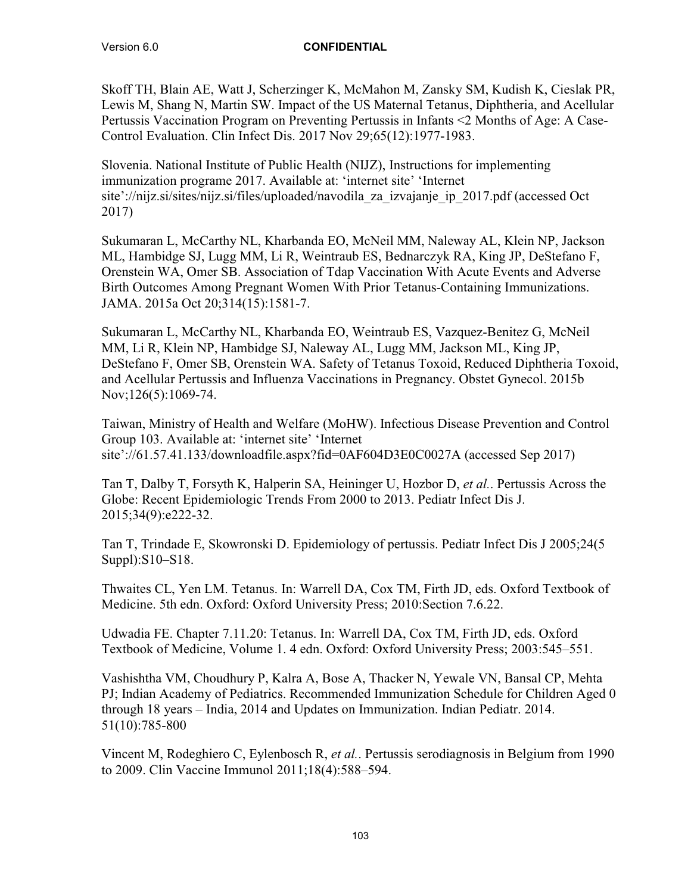Skoff TH, Blain AE, Watt J, Scherzinger K, McMahon M, Zansky SM, Kudish K, Cieslak PR, Lewis M, Shang N, Martin SW. Impact of the US Maternal Tetanus, Diphtheria, and Acellular Pertussis Vaccination Program on Preventing Pertussis in Infants <2 Months of Age: A Case-Control Evaluation. Clin Infect Dis. 2017 Nov 29;65(12):1977-1983.

Slovenia. National Institute of Public Health (NIJZ), Instructions for implementing immunization programe 2017. Available at: 'internet site' 'Internet site'://nijz.si/sites/nijz.si/files/uploaded/navodila_za_izvajanje_ip_2017.pdf (accessed Oct 2017)

Sukumaran L, McCarthy NL, Kharbanda EO, McNeil MM, Naleway AL, Klein NP, Jackson ML, Hambidge SJ, Lugg MM, Li R, Weintraub ES, Bednarczyk RA, King JP, DeStefano F, Orenstein WA, Omer SB. Association of Tdap Vaccination With Acute Events and Adverse Birth Outcomes Among Pregnant Women With Prior Tetanus-Containing Immunizations. JAMA. 2015a Oct 20;314(15):1581-7.

Sukumaran L, McCarthy NL, Kharbanda EO, Weintraub ES, Vazquez-Benitez G, McNeil MM, Li R, Klein NP, Hambidge SJ, Naleway AL, Lugg MM, Jackson ML, King JP, DeStefano F, Omer SB, Orenstein WA. Safety of Tetanus Toxoid, Reduced Diphtheria Toxoid, and Acellular Pertussis and Influenza Vaccinations in Pregnancy. Obstet Gynecol. 2015b Nov;126(5):1069-74.

Taiwan, Ministry of Health and Welfare (MoHW). Infectious Disease Prevention and Control Group 103. Available at: 'internet site' 'Internet site'://61.57.41.133/downloadfile.aspx?fid=0AF604D3E0C0027A (accessed Sep 2017)

Tan T, Dalby T, Forsyth K, Halperin SA, Heininger U, Hozbor D, *et al.*. Pertussis Across the Globe: Recent Epidemiologic Trends From 2000 to 2013. Pediatr Infect Dis J. 2015;34(9):e222-32.

Tan T, Trindade E, Skowronski D. Epidemiology of pertussis. Pediatr Infect Dis J 2005;24(5 Suppl):S10–S18.

Thwaites CL, Yen LM. Tetanus. In: Warrell DA, Cox TM, Firth JD, eds. Oxford Textbook of Medicine. 5th edn. Oxford: Oxford University Press; 2010:Section 7.6.22.

Udwadia FE. Chapter 7.11.20: Tetanus. In: Warrell DA, Cox TM, Firth JD, eds. Oxford Textbook of Medicine, Volume 1. 4 edn. Oxford: Oxford University Press; 2003:545–551.

Vashishtha VM, Choudhury P, Kalra A, Bose A, Thacker N, Yewale VN, Bansal CP, Mehta PJ; Indian Academy of Pediatrics. Recommended Immunization Schedule for Children Aged 0 through 18 years – India, 2014 and Updates on Immunization. Indian Pediatr. 2014. 51(10):785-800

Vincent M, Rodeghiero C, Eylenbosch R, *et al.*. Pertussis serodiagnosis in Belgium from 1990 to 2009. Clin Vaccine Immunol 2011;18(4):588–594.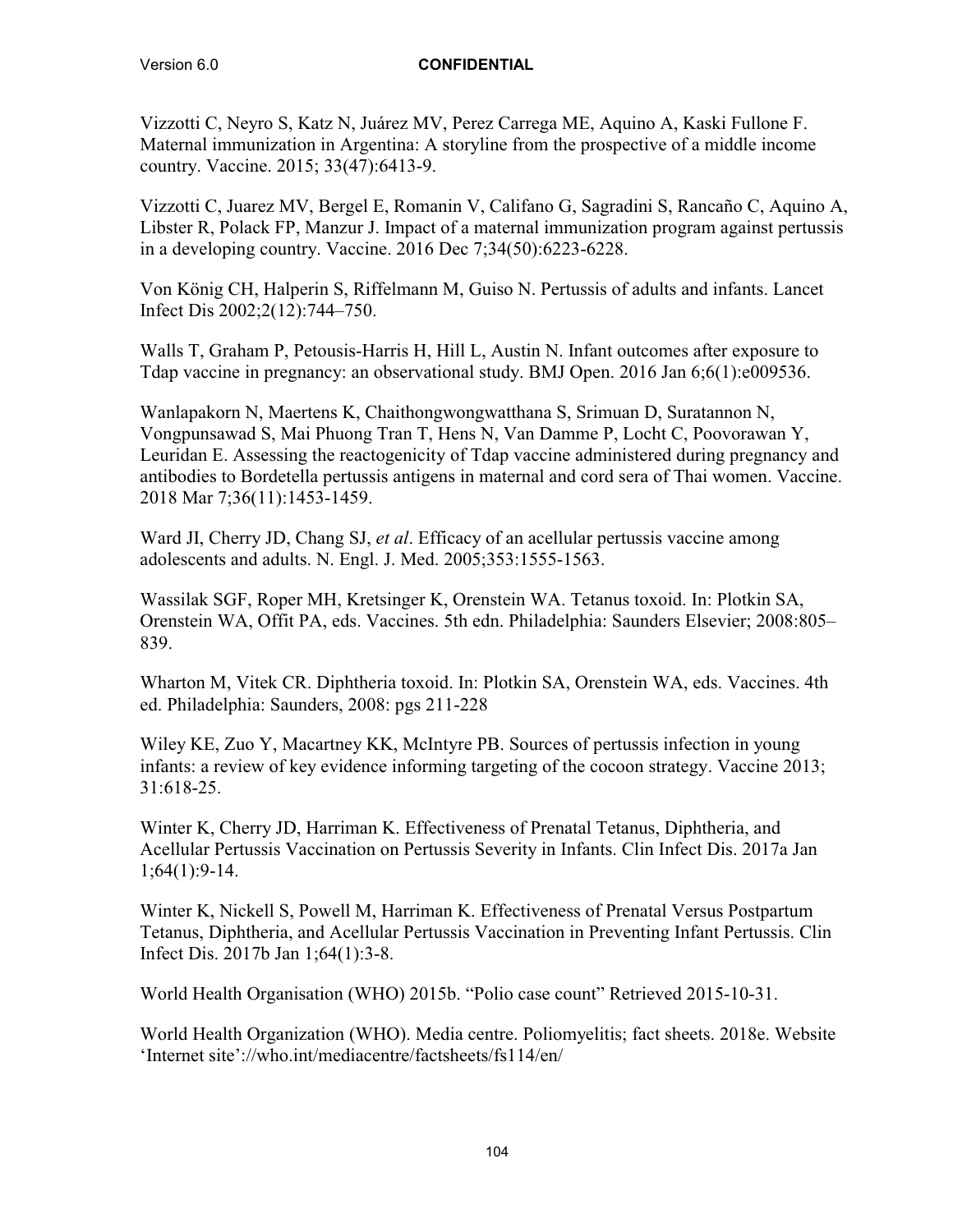Vizzotti C, Neyro S, Katz N, Juárez MV, Perez Carrega ME, Aquino A, Kaski Fullone F. Maternal immunization in Argentina: A storyline from the prospective of a middle income country. Vaccine. 2015; 33(47):6413-9.

Vizzotti C, Juarez MV, Bergel E, Romanin V, Califano G, Sagradini S, Rancaño C, Aquino A, Libster R, Polack FP, Manzur J. Impact of a maternal immunization program against pertussis in a developing country. Vaccine. 2016 Dec 7;34(50):6223-6228.

Von König CH, Halperin S, Riffelmann M, Guiso N. Pertussis of adults and infants. Lancet Infect Dis 2002;2(12):744–750.

Walls T, Graham P, Petousis-Harris H, Hill L, Austin N. Infant outcomes after exposure to Tdap vaccine in pregnancy: an observational study. BMJ Open. 2016 Jan 6;6(1):e009536.

Wanlapakorn N, Maertens K, Chaithongwongwatthana S, Srimuan D, Suratannon N, Vongpunsawad S, Mai Phuong Tran T, Hens N, Van Damme P, Locht C, Poovorawan Y, Leuridan E. Assessing the reactogenicity of Tdap vaccine administered during pregnancy and antibodies to Bordetella pertussis antigens in maternal and cord sera of Thai women. Vaccine. 2018 Mar 7;36(11):1453-1459.

Ward JI, Cherry JD, Chang SJ, *et al*. Efficacy of an acellular pertussis vaccine among adolescents and adults. N. Engl. J. Med. 2005;353:1555-1563.

Wassilak SGF, Roper MH, Kretsinger K, Orenstein WA. Tetanus toxoid. In: Plotkin SA, Orenstein WA, Offit PA, eds. Vaccines. 5th edn. Philadelphia: Saunders Elsevier; 2008:805–839.

Wharton M, Vitek CR. Diphtheria toxoid. In: Plotkin SA, Orenstein WA, eds. Vaccines. 4th ed. Philadelphia: Saunders, 2008: pgs 211-228

Wiley KE, Zuo Y, Macartney KK, McIntyre PB. Sources of pertussis infection in young infants: a review of key evidence informing targeting of the cocoon strategy. Vaccine 2013; 31:618-25.

Winter K, Cherry JD, Harriman K. Effectiveness of Prenatal Tetanus, Diphtheria, and Acellular Pertussis Vaccination on Pertussis Severity in Infants. Clin Infect Dis. 2017a Jan 1;64(1):9-14.

Winter K, Nickell S, Powell M, Harriman K. Effectiveness of Prenatal Versus Postpartum Tetanus, Diphtheria, and Acellular Pertussis Vaccination in Preventing Infant Pertussis. Clin Infect Dis. 2017b Jan 1;64(1):3-8.

World Health Organisation (WHO) 2015b. "Polio case count" Retrieved 2015-10-31.

World Health Organization (WHO). Media centre. Poliomyelitis; fact sheets. 2018e. Website 'Internet site'://who.int/mediacentre/factsheets/fs114/en/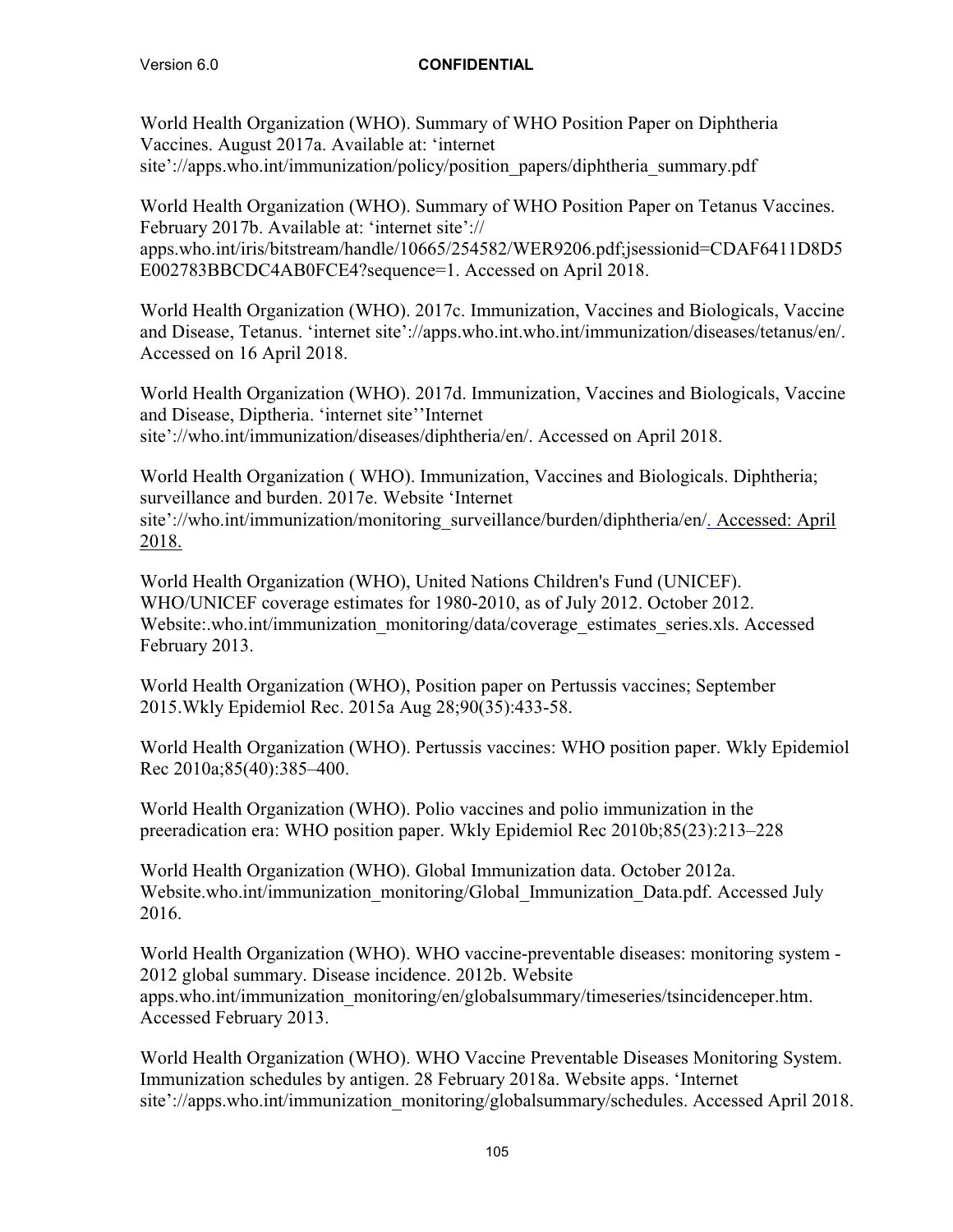World Health Organization (WHO). Summary of WHO Position Paper on Diphtheria Vaccines. August 2017a. Available at: 'internet site'://apps.who.int/immunization/policy/position_papers/diphtheria_summary.pdf

World Health Organization (WHO). Summary of WHO Position Paper on Tetanus Vaccines. February 2017b. Available at: 'internet site':// apps.who.int/iris/bitstream/handle/10665/254582/WER9206.pdf;jsessionid=CDAF6411D8D5E002783BBCDC4AB0FCE4?sequence=1. Accessed on April 2018.

World Health Organization (WHO). 2017c. Immunization, Vaccines and Biologicals, Vaccine and Disease, Tetanus. 'internet site'://apps.who.int.who.int/immunization/diseases/tetanus/en/. Accessed on 16 April 2018.

World Health Organization (WHO). 2017d. Immunization, Vaccines and Biologicals, Vaccine and Disease, Diptheria. 'internet site''Internet site'://who.int/immunization/diseases/diphtheria/en/. Accessed on April 2018.

World Health Organization ( WHO). Immunization, Vaccines and Biologicals. Diphtheria; surveillance and burden. 2017e. Website 'Internet site'://who.int/immunization/monitoring_surveillance/burden/diphtheria/en/. Accessed: April 2018.

World Health Organization (WHO), United Nations Children's Fund (UNICEF). WHO/UNICEF coverage estimates for 1980-2010, as of July 2012. October 2012. Website:.who.int/immunization_monitoring/data/coverage_estimates_series.xls. Accessed February 2013.

World Health Organization (WHO), Position paper on Pertussis vaccines; September 2015.Wkly Epidemiol Rec. 2015a Aug 28;90(35):433-58.

World Health Organization (WHO). Pertussis vaccines: WHO position paper. Wkly Epidemiol Rec 2010a;85(40):385–400.

World Health Organization (WHO). Polio vaccines and polio immunization in the preeradication era: WHO position paper. Wkly Epidemiol Rec 2010b;85(23):213–228

World Health Organization (WHO). Global Immunization data. October 2012a. Website.who.int/immunization_monitoring/Global_Immunization_Data.pdf. Accessed July 2016.

World Health Organization (WHO). WHO vaccine-preventable diseases: monitoring system - 2012 global summary. Disease incidence. 2012b. Website apps.who.int/immunization_monitoring/en/globalsummary/timeseries/tsincidenceper.htm. Accessed February 2013.

World Health Organization (WHO). WHO Vaccine Preventable Diseases Monitoring System. Immunization schedules by antigen. 28 February 2018a. Website apps. 'Internet site'://apps.who.int/immunization_monitoring/globalsummary/schedules. Accessed April 2018.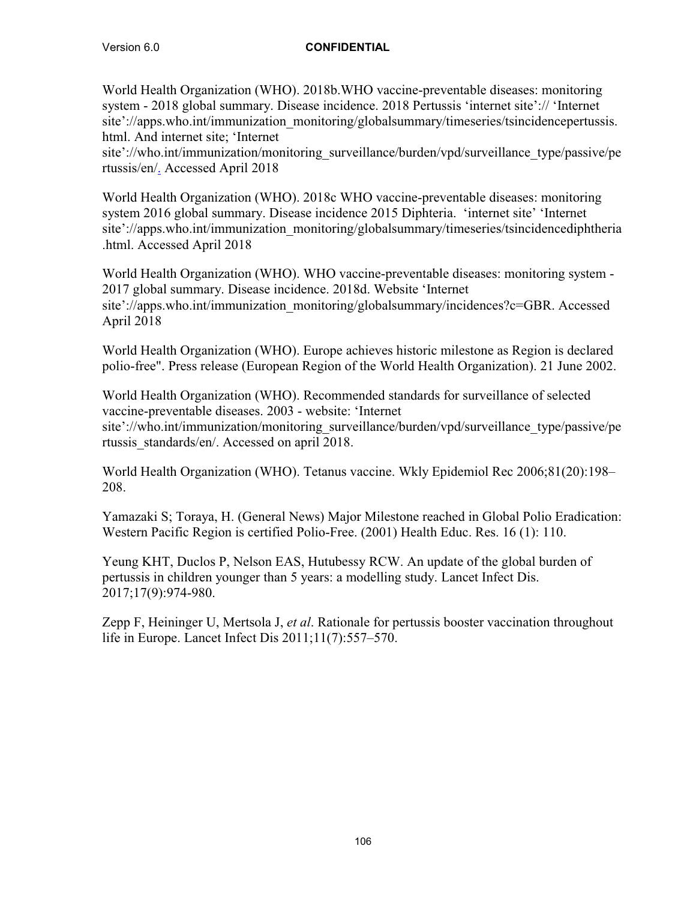World Health Organization (WHO). 2018b.WHO vaccine-preventable diseases: monitoring system - 2018 global summary. Disease incidence. 2018 Pertussis 'internet site':// 'Internet site'://apps.who.int/immunization_monitoring/globalsummary/timeseries/tsincidencepertussis.html. And internet site; 'Internet site'://who.int/immunization/monitoring_surveillance/burden/vpd/surveillance_type/passive/pertussis/en/. Accessed April 2018

World Health Organization (WHO). 2018c WHO vaccine-preventable diseases: monitoring system 2016 global summary. Disease incidence 2015 Diphteria. 'internet site' 'Internet site'://apps.who.int/immunization_monitoring/globalsummary/timeseries/tsincidencediphtheria.html. Accessed April 2018

World Health Organization (WHO). WHO vaccine-preventable diseases: monitoring system - 2017 global summary. Disease incidence. 2018d. Website 'Internet site'://apps.who.int/immunization_monitoring/globalsummary/incidences?c=GBR. Accessed April 2018

World Health Organization (WHO). Europe achieves historic milestone as Region is declared polio-free". Press release (European Region of the World Health Organization). 21 June 2002.

World Health Organization (WHO). Recommended standards for surveillance of selected vaccine-preventable diseases. 2003 - website: 'Internet site'://who.int/immunization/monitoring_surveillance/burden/vpd/surveillance_type/passive/pertussis_standards/en/. Accessed on april 2018.

World Health Organization (WHO). Tetanus vaccine. Wkly Epidemiol Rec 2006;81(20):198–208.

Yamazaki S; Toraya, H. (General News) Major Milestone reached in Global Polio Eradication: Western Pacific Region is certified Polio-Free. (2001) Health Educ. Res. 16 (1): 110.

Yeung KHT, Duclos P, Nelson EAS, Hutubessy RCW. An update of the global burden of pertussis in children younger than 5 years: a modelling study. Lancet Infect Dis. 2017;17(9):974-980.

Zepp F, Heininger U, Mertsola J, *et al*. Rationale for pertussis booster vaccination throughout life in Europe. Lancet Infect Dis 2011;11(7):557–570.